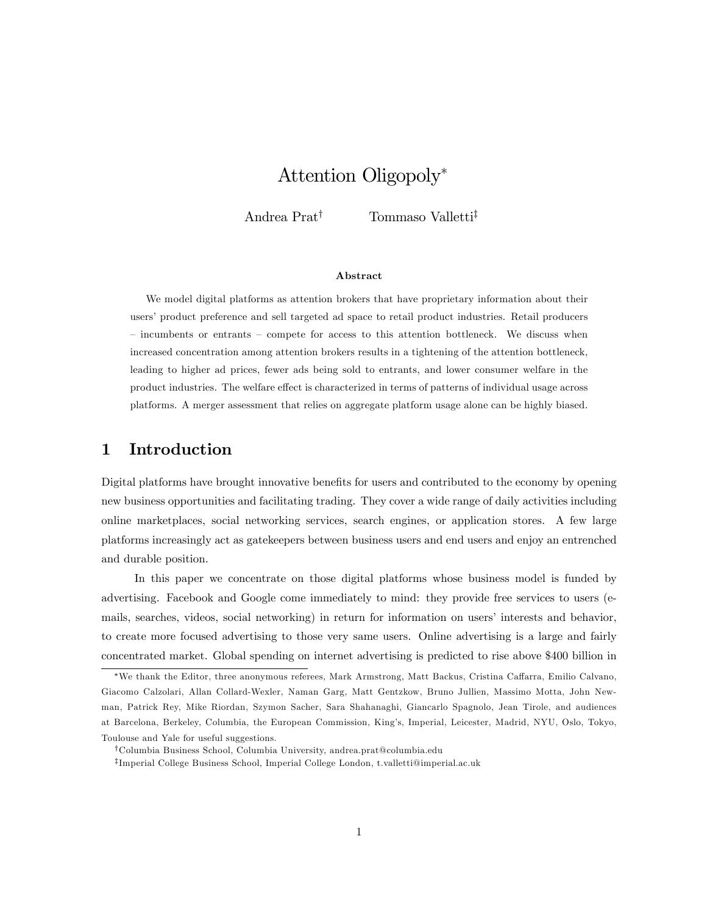# Attention Oligopoly*

Andrea Prat[†] Tommaso Valletti[‡]

### Abstract

We model digital platforms as attention brokers that have proprietary information about their users' product preference and sell targeted ad space to retail product industries. Retail producers – incumbents or entrants – compete for access to this attention bottleneck. We discuss when increased concentration among attention brokers results in a tightening of the attention bottleneck, leading to higher ad prices, fewer ads being sold to entrants, and lower consumer welfare in the product industries. The welfare effect is characterized in terms of patterns of individual usage across platforms. A merger assessment that relies on aggregate platform usage alone can be highly biased.

## 1 Introduction

Digital platforms have brought innovative benefits for users and contributed to the economy by opening new business opportunities and facilitating trading. They cover a wide range of daily activities including online marketplaces, social networking services, search engines, or application stores. A few large platforms increasingly act as gatekeepers between business users and end users and enjoy an entrenched and durable position.

In this paper we concentrate on those digital platforms whose business model is funded by advertising. Facebook and Google come immediately to mind: they provide free services to users (e-mails, searches, videos, social networking) in return for information on users' interests and behavior, to create more focused advertising to those very same users. Online advertising is a large and fairly concentrated market. Global spending on internet advertising is predicted to rise above \$400 billion in

---

*We thank the Editor, three anonymous referees, Mark Armstrong, Matt Backus, Cristina Caffarra, Emilio Calvano, Giacomo Calzolari, Allan Collard-Wexler, Naman Garg, Matt Gentzkow, Bruno Jullien, Massimo Motta, John Newman, Patrick Rey, Mike Riordan, Szymon Sacher, Sara Shahanaghi, Giancarlo Spagnolo, Jean Tirole, and audiences at Barcelona, Berkeley, Columbia, the European Commission, King's, Imperial, Leicester, Madrid, NYU, Oslo, Tokyo, Toulouse and Yale for useful suggestions.

[†]Columbia Business School, Columbia University, andrea.prat@columbia.edu

[‡]Imperial College Business School, Imperial College London, t.valletti@imperial.ac.uk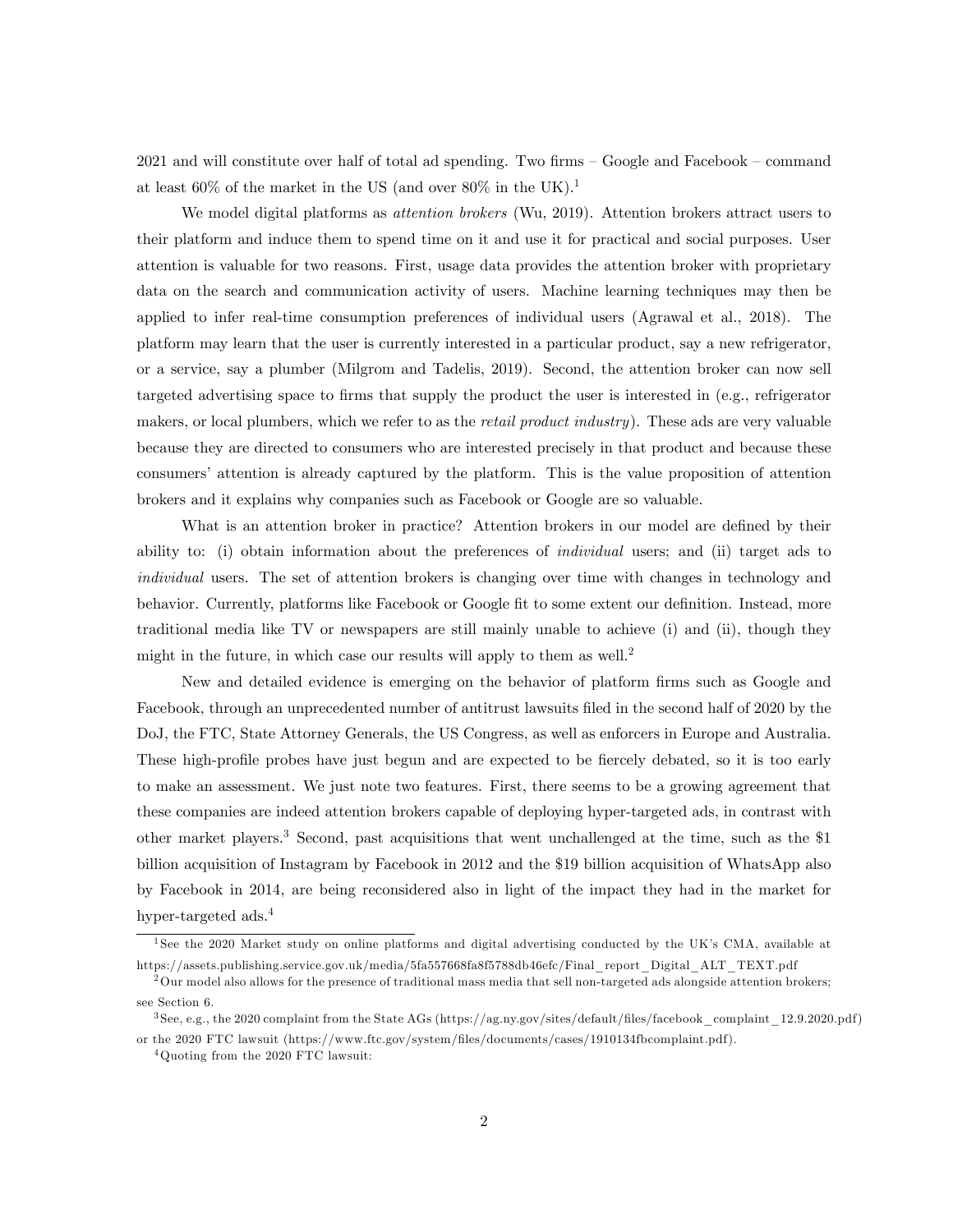2021 and will constitute over half of total ad spending. Two firms – Google and Facebook – command at least 60% of the market in the US (and over 80% in the UK).[1]

We model digital platforms as *attention brokers* (Wu, 2019). Attention brokers attract users to their platform and induce them to spend time on it and use it for practical and social purposes. User attention is valuable for two reasons. First, usage data provides the attention broker with proprietary data on the search and communication activity of users. Machine learning techniques may then be applied to infer real-time consumption preferences of individual users (Agrawal et al., 2018). The platform may learn that the user is currently interested in a particular product, say a new refrigerator, or a service, say a plumber (Milgrom and Tadelis, 2019). Second, the attention broker can now sell targeted advertising space to firms that supply the product the user is interested in (e.g., refrigerator makers, or local plumbers, which we refer to as the *retail product industry*). These ads are very valuable because they are directed to consumers who are interested precisely in that product and because these consumers' attention is already captured by the platform. This is the value proposition of attention brokers and it explains why companies such as Facebook or Google are so valuable.

What is an attention broker in practice? Attention brokers in our model are defined by their ability to: (i) obtain information about the preferences of *individual* users; and (ii) target ads to *individual* users. The set of attention brokers is changing over time with changes in technology and behavior. Currently, platforms like Facebook or Google fit to some extent our definition. Instead, more traditional media like TV or newspapers are still mainly unable to achieve (i) and (ii), though they might in the future, in which case our results will apply to them as well.[2]

New and detailed evidence is emerging on the behavior of platform firms such as Google and Facebook, through an unprecedented number of antitrust lawsuits filed in the second half of 2020 by the DoJ, the FTC, State Attorney Generals, the US Congress, as well as enforcers in Europe and Australia. These high-profile probes have just begun and are expected to be fiercely debated, so it is too early to make an assessment. We just note two features. First, there seems to be a growing agreement that these companies are indeed attention brokers capable of deploying hyper-targeted ads, in contrast with other market players.[3] Second, past acquisitions that went unchallenged at the time, such as the $1 billion acquisition of Instagram by Facebook in 2012 and the $19 billion acquisition of WhatsApp also by Facebook in 2014, are being reconsidered also in light of the impact they had in the market for hyper-targeted ads.[4]

---

[1] See the 2020 Market study on online platforms and digital advertising conducted by the UK's CMA, available at https://assets.publishing.service.gov.uk/media/5fa557668fa8f5788db46efc/Final_report_Digital_ALT_TEXT.pdf

[2] Our model also allows for the presence of traditional mass media that sell non-targeted ads alongside attention brokers; see Section 6.

[3] See, e.g., the 2020 complaint from the State AGs (https://ag.ny.gov/sites/default/files/facebook_complaint_12.9.2020.pdf) or the 2020 FTC lawsuit (https://www.ftc.gov/system/files/documents/cases/1910134fbcomplaint.pdf).

[4] Quoting from the 2020 FTC lawsuit: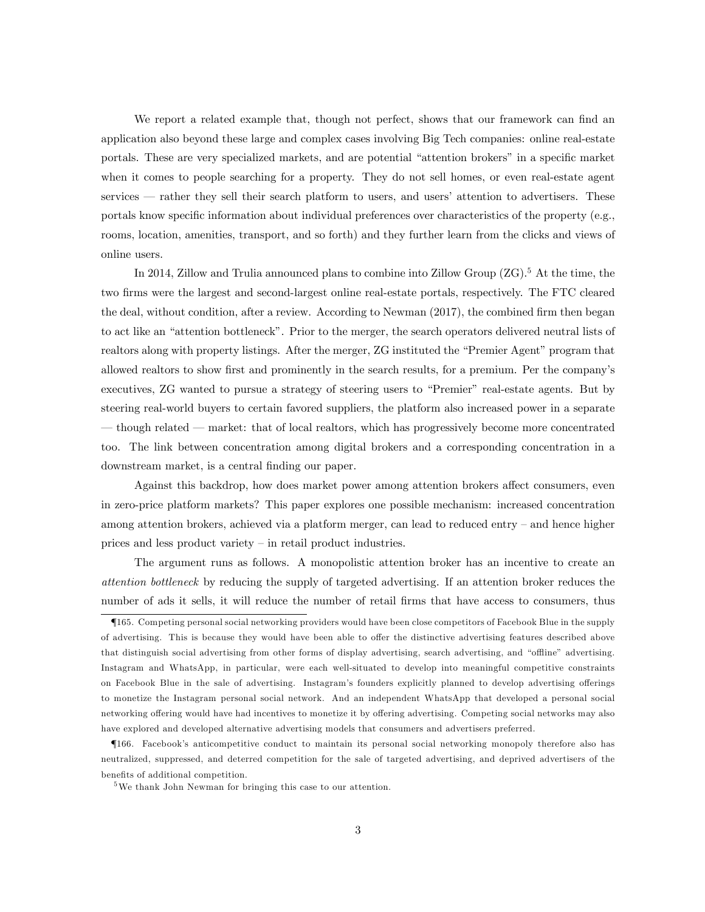We report a related example that, though not perfect, shows that our framework can find an application also beyond these large and complex cases involving Big Tech companies: online real-estate portals. These are very specialized markets, and are potential "attention brokers" in a specific market when it comes to people searching for a property. They do not sell homes, or even real-estate agent services — rather they sell their search platform to users, and users' attention to advertisers. These portals know specific information about individual preferences over characteristics of the property (e.g., rooms, location, amenities, transport, and so forth) and they further learn from the clicks and views of online users.

In 2014, Zillow and Trulia announced plans to combine into Zillow Group (ZG).[5] At the time, the two firms were the largest and second-largest online real-estate portals, respectively. The FTC cleared the deal, without condition, after a review. According to Newman (2017), the combined firm then began to act like an "attention bottleneck". Prior to the merger, the search operators delivered neutral lists of realtors along with property listings. After the merger, ZG instituted the "Premier Agent" program that allowed realtors to show first and prominently in the search results, for a premium. Per the company's executives, ZG wanted to pursue a strategy of steering users to "Premier" real-estate agents. But by steering real-world buyers to certain favored suppliers, the platform also increased power in a separate — though related — market: that of local realtors, which has progressively become more concentrated too. The link between concentration among digital brokers and a corresponding concentration in a downstream market, is a central finding our paper.

Against this backdrop, how does market power among attention brokers affect consumers, even in zero-price platform markets? This paper explores one possible mechanism: increased concentration among attention brokers, achieved via a platform merger, can lead to reduced entry – and hence higher prices and less product variety – in retail product industries.

The argument runs as follows. A monopolistic attention broker has an incentive to create an *attention bottleneck* by reducing the supply of targeted advertising. If an attention broker reduces the number of ads it sells, it will reduce the number of retail firms that have access to consumers, thus

¶165. Competing personal social networking providers would have been close competitors of Facebook Blue in the supply of advertising. This is because they would have been able to offer the distinctive advertising features described above that distinguish social advertising from other forms of display advertising, search advertising, and "offline" advertising. Instagram and WhatsApp, in particular, were each well-situated to develop into meaningful competitive constraints on Facebook Blue in the sale of advertising. Instagram's founders explicitly planned to develop advertising offerings to monetize the Instagram personal social network. And an independent WhatsApp that developed a personal social networking offering would have had incentives to monetize it by offering advertising. Competing social networks may also have explored and developed alternative advertising models that consumers and advertisers preferred.

¶166. Facebook's anticompetitive conduct to maintain its personal social networking monopoly therefore also has neutralized, suppressed, and deterred competition for the sale of targeted advertising, and deprived advertisers of the benefits of additional competition.

[5] We thank John Newman for bringing this case to our attention.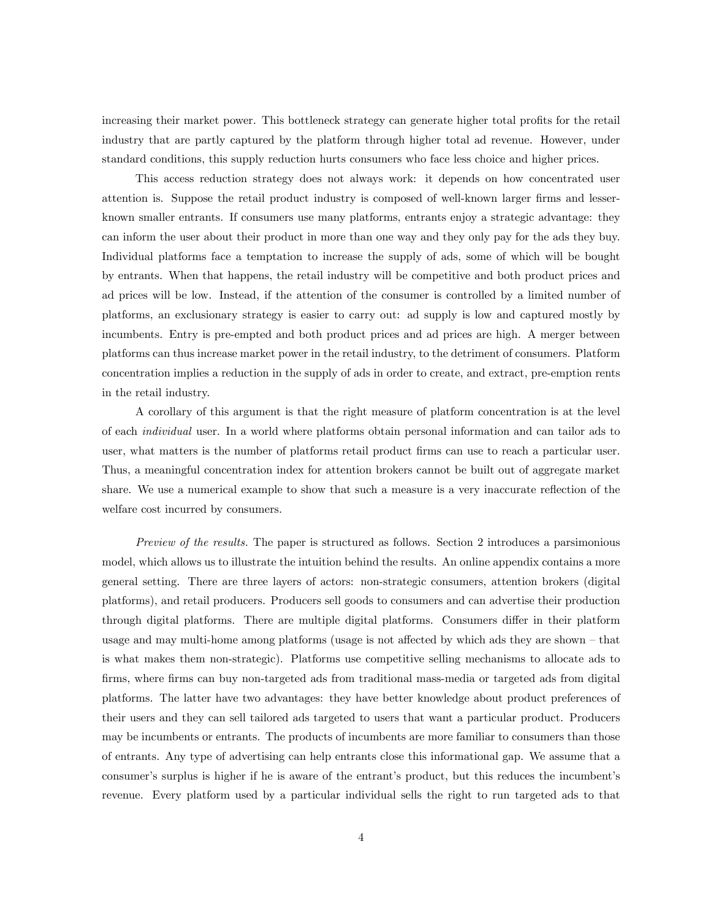increasing their market power. This bottleneck strategy can generate higher total profits for the retail industry that are partly captured by the platform through higher total ad revenue. However, under standard conditions, this supply reduction hurts consumers who face less choice and higher prices.

This access reduction strategy does not always work: it depends on how concentrated user attention is. Suppose the retail product industry is composed of well-known larger firms and lesser-known smaller entrants. If consumers use many platforms, entrants enjoy a strategic advantage: they can inform the user about their product in more than one way and they only pay for the ads they buy. Individual platforms face a temptation to increase the supply of ads, some of which will be bought by entrants. When that happens, the retail industry will be competitive and both product prices and ad prices will be low. Instead, if the attention of the consumer is controlled by a limited number of platforms, an exclusionary strategy is easier to carry out: ad supply is low and captured mostly by incumbents. Entry is pre-empted and both product prices and ad prices are high. A merger between platforms can thus increase market power in the retail industry, to the detriment of consumers. Platform concentration implies a reduction in the supply of ads in order to create, and extract, pre-emption rents in the retail industry.

A corollary of this argument is that the right measure of platform concentration is at the level of each *individual* user. In a world where platforms obtain personal information and can tailor ads to user, what matters is the number of platforms retail product firms can use to reach a particular user. Thus, a meaningful concentration index for attention brokers cannot be built out of aggregate market share. We use a numerical example to show that such a measure is a very inaccurate reflection of the welfare cost incurred by consumers.

*Preview of the results.* The paper is structured as follows. Section 2 introduces a parsimonious model, which allows us to illustrate the intuition behind the results. An online appendix contains a more general setting. There are three layers of actors: non-strategic consumers, attention brokers (digital platforms), and retail producers. Producers sell goods to consumers and can advertise their production through digital platforms. There are multiple digital platforms. Consumers differ in their platform usage and may multi-home among platforms (usage is not affected by which ads they are shown – that is what makes them non-strategic). Platforms use competitive selling mechanisms to allocate ads to firms, where firms can buy non-targeted ads from traditional mass-media or targeted ads from digital platforms. The latter have two advantages: they have better knowledge about product preferences of their users and they can sell tailored ads targeted to users that want a particular product. Producers may be incumbents or entrants. The products of incumbents are more familiar to consumers than those of entrants. Any type of advertising can help entrants close this informational gap. We assume that a consumer's surplus is higher if he is aware of the entrant's product, but this reduces the incumbent's revenue. Every platform used by a particular individual sells the right to run targeted ads to that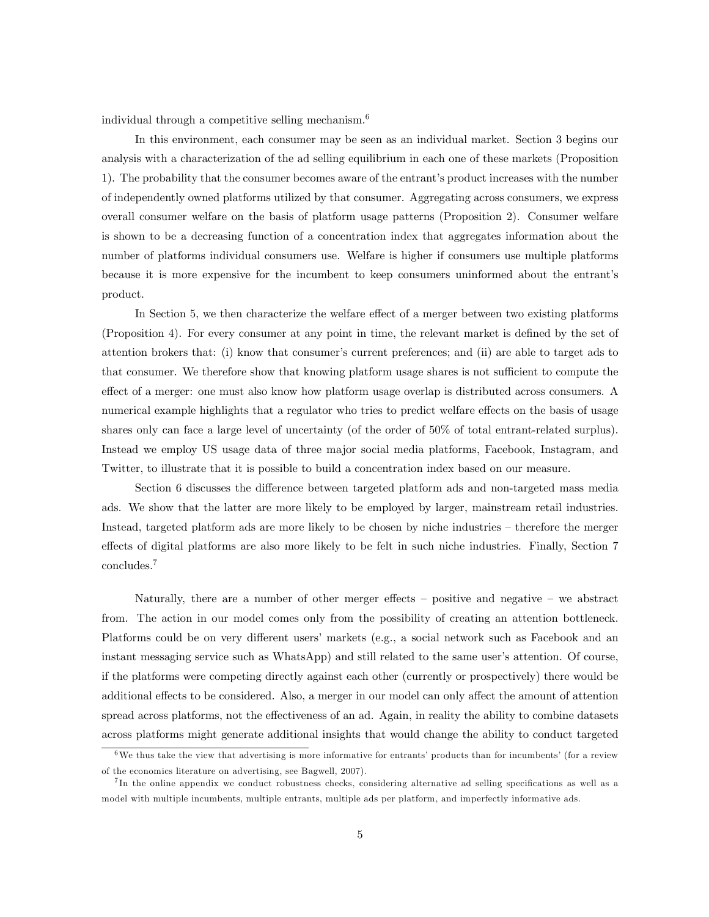individual through a competitive selling mechanism.[6]

In this environment, each consumer may be seen as an individual market. Section 3 begins our analysis with a characterization of the ad selling equilibrium in each one of these markets (Proposition 1). The probability that the consumer becomes aware of the entrant's product increases with the number of independently owned platforms utilized by that consumer. Aggregating across consumers, we express overall consumer welfare on the basis of platform usage patterns (Proposition 2). Consumer welfare is shown to be a decreasing function of a concentration index that aggregates information about the number of platforms individual consumers use. Welfare is higher if consumers use multiple platforms because it is more expensive for the incumbent to keep consumers uninformed about the entrant's product.

In Section 5, we then characterize the welfare effect of a merger between two existing platforms (Proposition 4). For every consumer at any point in time, the relevant market is defined by the set of attention brokers that: (i) know that consumer's current preferences; and (ii) are able to target ads to that consumer. We therefore show that knowing platform usage shares is not sufficient to compute the effect of a merger: one must also know how platform usage overlap is distributed across consumers. A numerical example highlights that a regulator who tries to predict welfare effects on the basis of usage shares only can face a large level of uncertainty (of the order of 50% of total entrant-related surplus). Instead we employ US usage data of three major social media platforms, Facebook, Instagram, and Twitter, to illustrate that it is possible to build a concentration index based on our measure.

Section 6 discusses the difference between targeted platform ads and non-targeted mass media ads. We show that the latter are more likely to be employed by larger, mainstream retail industries. Instead, targeted platform ads are more likely to be chosen by niche industries – therefore the merger effects of digital platforms are also more likely to be felt in such niche industries. Finally, Section 7 concludes.[7]

Naturally, there are a number of other merger effects – positive and negative – we abstract from. The action in our model comes only from the possibility of creating an attention bottleneck. Platforms could be on very different users' markets (e.g., a social network such as Facebook and an instant messaging service such as WhatsApp) and still related to the same user's attention. Of course, if the platforms were competing directly against each other (currently or prospectively) there would be additional effects to be considered. Also, a merger in our model can only affect the amount of attention spread across platforms, not the effectiveness of an ad. Again, in reality the ability to combine datasets across platforms might generate additional insights that would change the ability to conduct targeted

---

[6] We thus take the view that advertising is more informative for entrants' products than for incumbents' (for a review of the economics literature on advertising, see Bagwell, 2007).

[7] In the online appendix we conduct robustness checks, considering alternative ad selling specifications as well as a model with multiple incumbents, multiple entrants, multiple ads per platform, and imperfectly informative ads.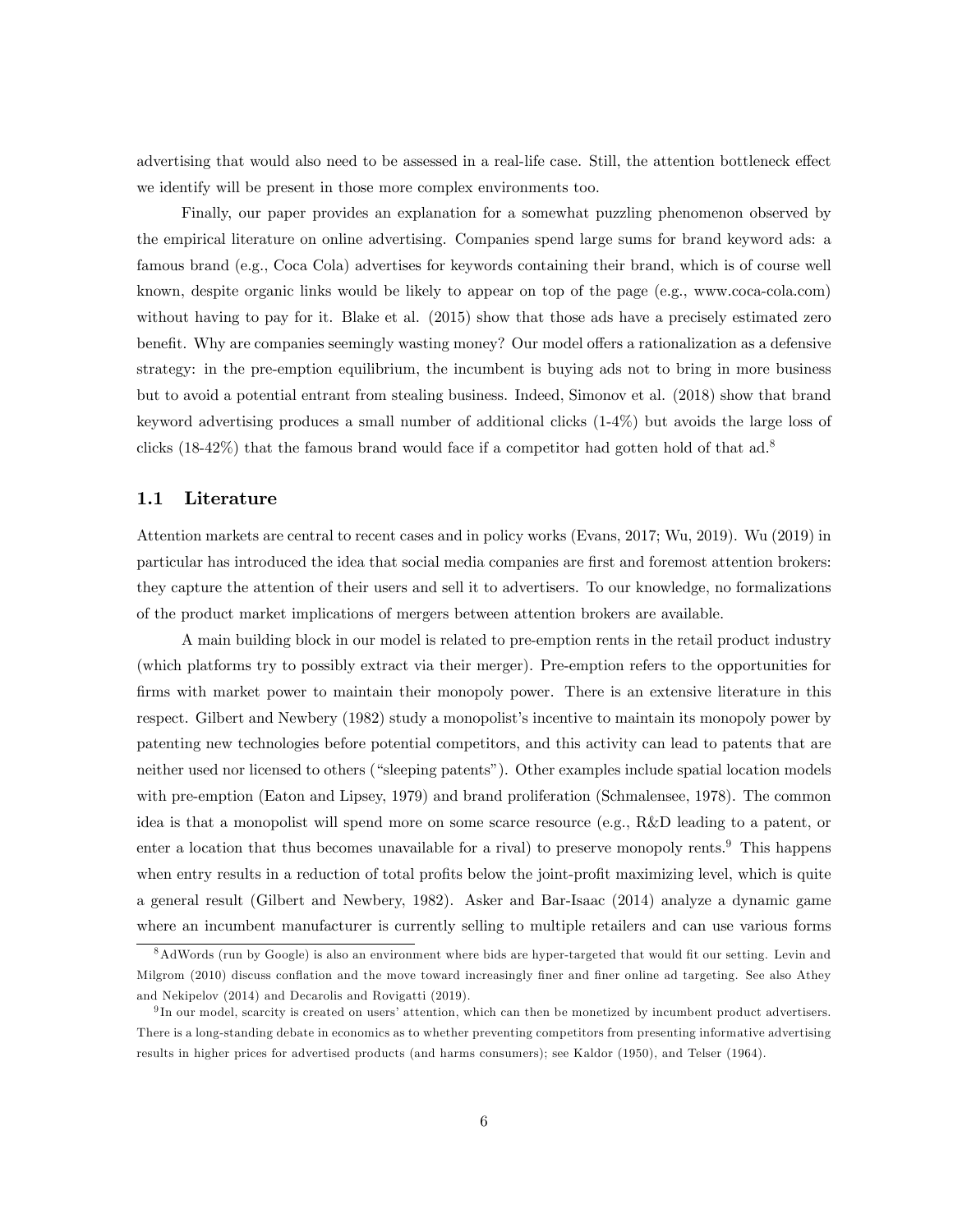advertising that would also need to be assessed in a real-life case. Still, the attention bottleneck effect we identify will be present in those more complex environments too.

Finally, our paper provides an explanation for a somewhat puzzling phenomenon observed by the empirical literature on online advertising. Companies spend large sums for brand keyword ads: a famous brand (e.g., Coca Cola) advertises for keywords containing their brand, which is of course well known, despite organic links would be likely to appear on top of the page (e.g., www.coca-cola.com) without having to pay for it. Blake et al. (2015) show that those ads have a precisely estimated zero benefit. Why are companies seemingly wasting money? Our model offers a rationalization as a defensive strategy: in the pre-emption equilibrium, the incumbent is buying ads not to bring in more business but to avoid a potential entrant from stealing business. Indeed, Simonov et al. (2018) show that brand keyword advertising produces a small number of additional clicks (1-4%) but avoids the large loss of clicks (18-42%) that the famous brand would face if a competitor had gotten hold of that ad.[8]

## 1.1 Literature

Attention markets are central to recent cases and in policy works (Evans, 2017; Wu, 2019). Wu (2019) in particular has introduced the idea that social media companies are first and foremost attention brokers: they capture the attention of their users and sell it to advertisers. To our knowledge, no formalizations of the product market implications of mergers between attention brokers are available.

A main building block in our model is related to pre-emption rents in the retail product industry (which platforms try to possibly extract via their merger). Pre-emption refers to the opportunities for firms with market power to maintain their monopoly power. There is an extensive literature in this respect. Gilbert and Newbery (1982) study a monopolist's incentive to maintain its monopoly power by patenting new technologies before potential competitors, and this activity can lead to patents that are neither used nor licensed to others ("sleeping patents"). Other examples include spatial location models with pre-emption (Eaton and Lipsey, 1979) and brand proliferation (Schmalensee, 1978). The common idea is that a monopolist will spend more on some scarce resource (e.g., R&D leading to a patent, or enter a location that thus becomes unavailable for a rival) to preserve monopoly rents.[9] This happens when entry results in a reduction of total profits below the joint-profit maximizing level, which is quite a general result (Gilbert and Newbery, 1982). Asker and Bar-Isaac (2014) analyze a dynamic game where an incumbent manufacturer is currently selling to multiple retailers and can use various forms

[8] AdWords (run by Google) is also an environment where bids are hyper-targeted that would fit our setting. Levin and Milgrom (2010) discuss conflation and the move toward increasingly finer and finer online ad targeting. See also Athey and Nekipelov (2014) and Decarolis and Rovigatti (2019).

[9] In our model, scarcity is created on users' attention, which can then be monetized by incumbent product advertisers. There is a long-standing debate in economics as to whether preventing competitors from presenting informative advertising results in higher prices for advertised products (and harms consumers); see Kaldor (1950), and Telser (1964).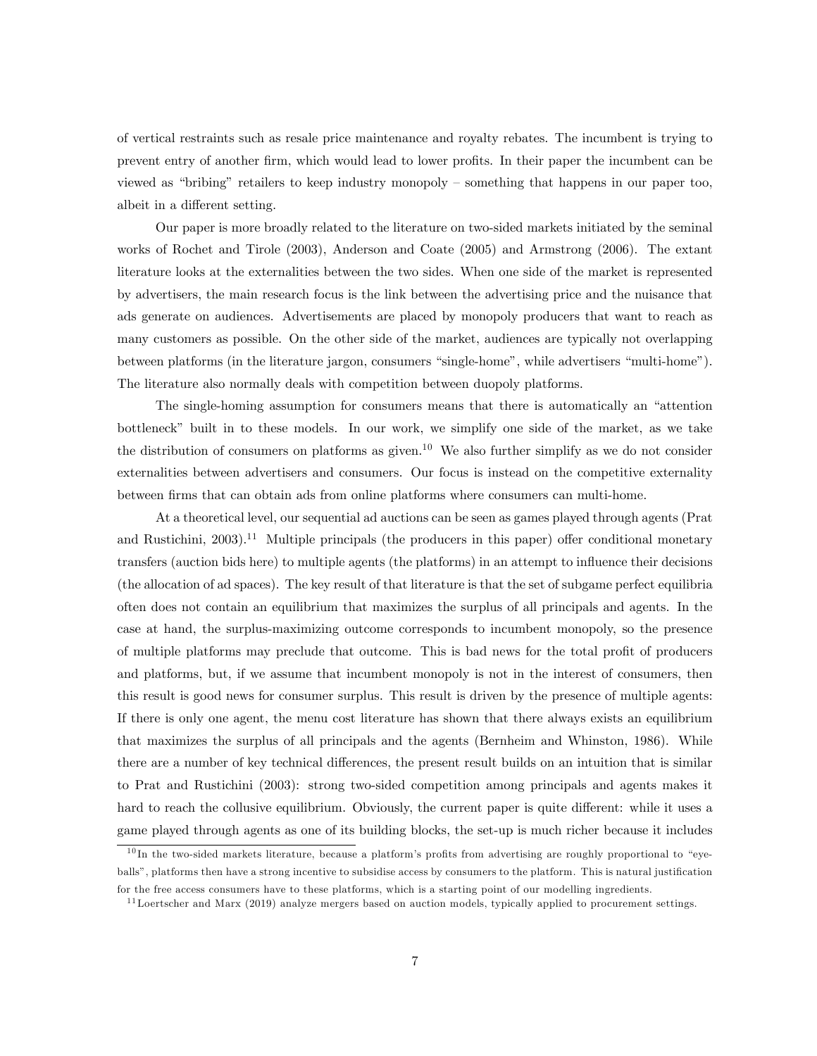of vertical restraints such as resale price maintenance and royalty rebates. The incumbent is trying to prevent entry of another firm, which would lead to lower profits. In their paper the incumbent can be viewed as "bribing" retailers to keep industry monopoly – something that happens in our paper too, albeit in a different setting.

Our paper is more broadly related to the literature on two-sided markets initiated by the seminal works of Rochet and Tirole (2003), Anderson and Coate (2005) and Armstrong (2006). The extant literature looks at the externalities between the two sides. When one side of the market is represented by advertisers, the main research focus is the link between the advertising price and the nuisance that ads generate on audiences. Advertisements are placed by monopoly producers that want to reach as many customers as possible. On the other side of the market, audiences are typically not overlapping between platforms (in the literature jargon, consumers "single-home", while advertisers "multi-home"). The literature also normally deals with competition between duopoly platforms.

The single-homing assumption for consumers means that there is automatically an "attention bottleneck" built in to these models. In our work, we simplify one side of the market, as we take the distribution of consumers on platforms as given.[10] We also further simplify as we do not consider externalities between advertisers and consumers. Our focus is instead on the competitive externality between firms that can obtain ads from online platforms where consumers can multi-home.

At a theoretical level, our sequential ad auctions can be seen as games played through agents (Prat and Rustichini, 2003).[11] Multiple principals (the producers in this paper) offer conditional monetary transfers (auction bids here) to multiple agents (the platforms) in an attempt to influence their decisions (the allocation of ad spaces). The key result of that literature is that the set of subgame perfect equilibria often does not contain an equilibrium that maximizes the surplus of all principals and agents. In the case at hand, the surplus-maximizing outcome corresponds to incumbent monopoly, so the presence of multiple platforms may preclude that outcome. This is bad news for the total profit of producers and platforms, but, if we assume that incumbent monopoly is not in the interest of consumers, then this result is good news for consumer surplus. This result is driven by the presence of multiple agents: If there is only one agent, the menu cost literature has shown that there always exists an equilibrium that maximizes the surplus of all principals and the agents (Bernheim and Whinston, 1986). While there are a number of key technical differences, the present result builds on an intuition that is similar to Prat and Rustichini (2003): strong two-sided competition among principals and agents makes it hard to reach the collusive equilibrium. Obviously, the current paper is quite different: while it uses a game played through agents as one of its building blocks, the set-up is much richer because it includes

[10] In the two-sided markets literature, because a platform's profits from advertising are roughly proportional to "eyeballs", platforms then have a strong incentive to subsidise access by consumers to the platform. This is natural justification for the free access consumers have to these platforms, which is a starting point of our modelling ingredients.

[11] Loertscher and Marx (2019) analyze mergers based on auction models, typically applied to procurement settings.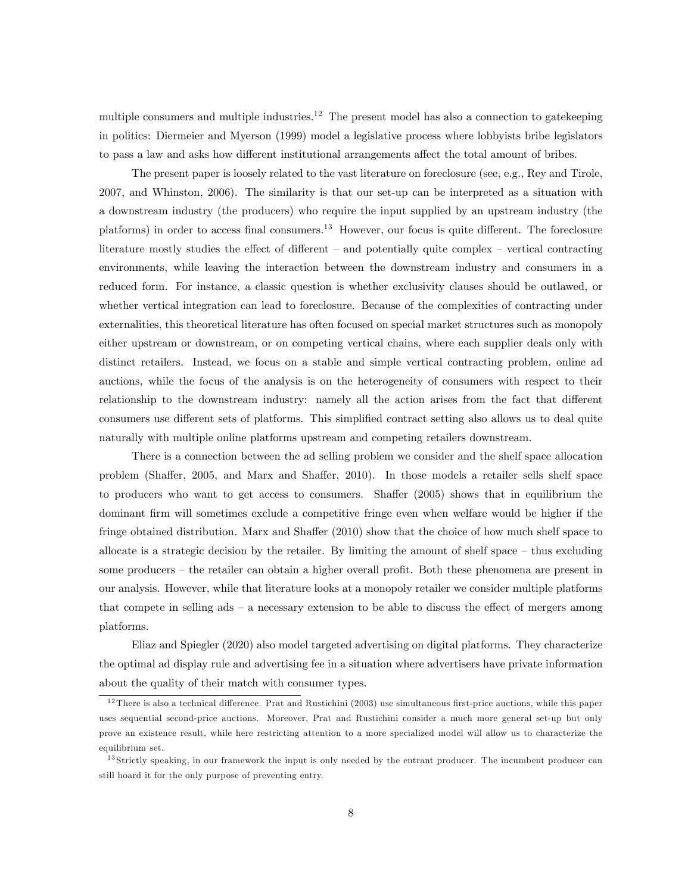multiple consumers and multiple industries.[12] The present model has also a connection to gatekeeping in politics: Diermeier and Myerson (1999) model a legislative process where lobbyists bribe legislators to pass a law and asks how different institutional arrangements affect the total amount of bribes.

The present paper is loosely related to the vast literature on foreclosure (see, e.g., Rey and Tirole, 2007, and Whinston, 2006). The similarity is that our set-up can be interpreted as a situation with a downstream industry (the producers) who require the input supplied by an upstream industry (the platforms) in order to access final consumers.[13] However, our focus is quite different. The foreclosure literature mostly studies the effect of different – and potentially quite complex – vertical contracting environments, while leaving the interaction between the downstream industry and consumers in a reduced form. For instance, a classic question is whether exclusivity clauses should be outlawed, or whether vertical integration can lead to foreclosure. Because of the complexities of contracting under externalities, this theoretical literature has often focused on special market structures such as monopoly either upstream or downstream, or on competing vertical chains, where each supplier deals only with distinct retailers. Instead, we focus on a stable and simple vertical contracting problem, online ad auctions, while the focus of the analysis is on the heterogeneity of consumers with respect to their relationship to the downstream industry: namely all the action arises from the fact that different consumers use different sets of platforms. This simplified contract setting also allows us to deal quite naturally with multiple online platforms upstream and competing retailers downstream.

There is a connection between the ad selling problem we consider and the shelf space allocation problem (Shaffer, 2005, and Marx and Shaffer, 2010). In those models a retailer sells shelf space to producers who want to get access to consumers. Shaffer (2005) shows that in equilibrium the dominant firm will sometimes exclude a competitive fringe even when welfare would be higher if the fringe obtained distribution. Marx and Shaffer (2010) show that the choice of how much shelf space to allocate is a strategic decision by the retailer. By limiting the amount of shelf space – thus excluding some producers – the retailer can obtain a higher overall profit. Both these phenomena are present in our analysis. However, while that literature looks at a monopoly retailer we consider multiple platforms that compete in selling ads – a necessary extension to be able to discuss the effect of mergers among platforms.

Eliaz and Spiegler (2020) also model targeted advertising on digital platforms. They characterize the optimal ad display rule and advertising fee in a situation where advertisers have private information about the quality of their match with consumer types.

[12] There is also a technical difference. Prat and Rustichini (2003) use simultaneous first-price auctions, while this paper uses sequential second-price auctions. Moreover, Prat and Rustichini consider a much more general set-up but only prove an existence result, while here restricting attention to a more specialized model will allow us to characterize the equilibrium set.

[13] Strictly speaking, in our framework the input is only needed by the entrant producer. The incumbent producer can still hoard it for the only purpose of preventing entry.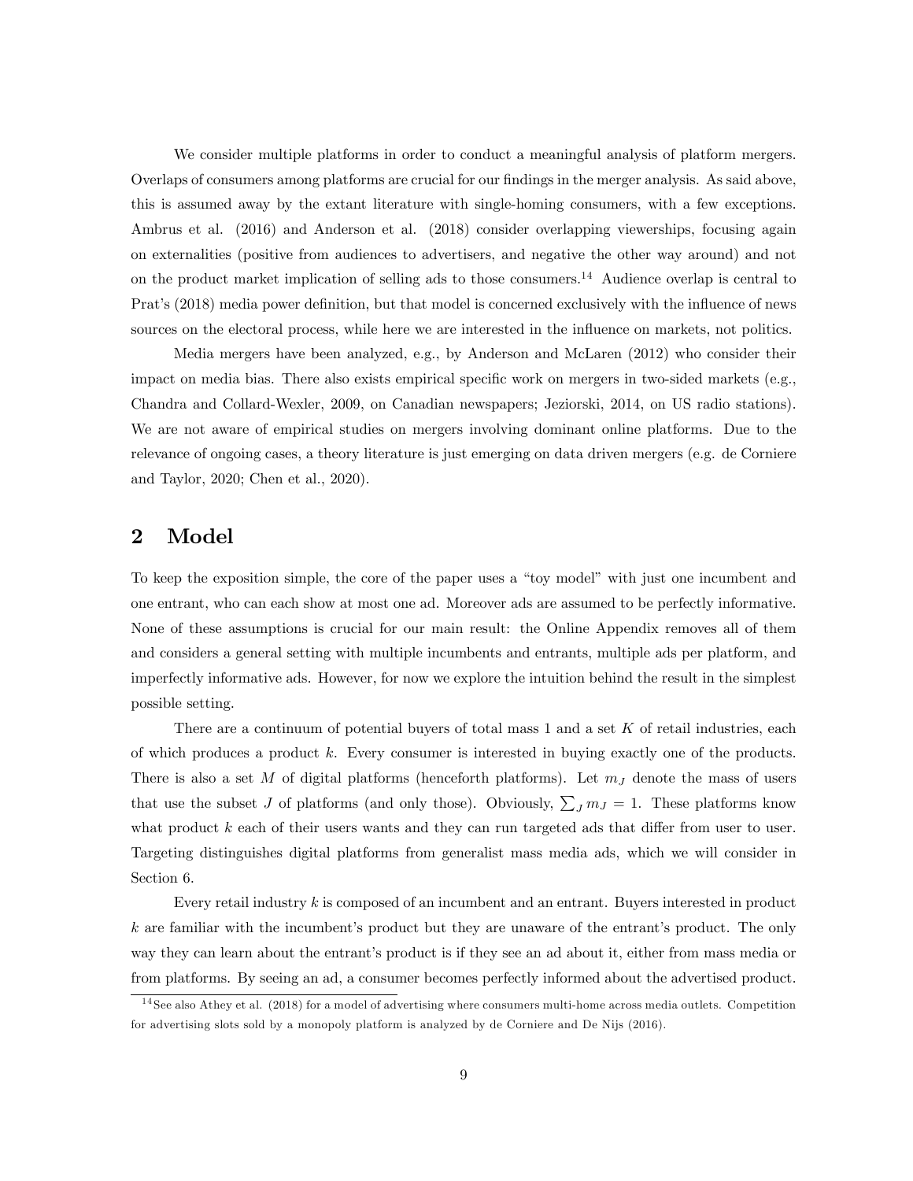We consider multiple platforms in order to conduct a meaningful analysis of platform mergers. Overlaps of consumers among platforms are crucial for our findings in the merger analysis. As said above, this is assumed away by the extant literature with single-homing consumers, with a few exceptions. Ambrus et al. (2016) and Anderson et al. (2018) consider overlapping viewerships, focusing again on externalities (positive from audiences to advertisers, and negative the other way around) and not on the product market implication of selling ads to those consumers.[14] Audience overlap is central to Prat's (2018) media power definition, but that model is concerned exclusively with the influence of news sources on the electoral process, while here we are interested in the influence on markets, not politics.

Media mergers have been analyzed, e.g., by Anderson and McLaren (2012) who consider their impact on media bias. There also exists empirical specific work on mergers in two-sided markets (e.g., Chandra and Collard-Wexler, 2009, on Canadian newspapers; Jeziorski, 2014, on US radio stations). We are not aware of empirical studies on mergers involving dominant online platforms. Due to the relevance of ongoing cases, a theory literature is just emerging on data driven mergers (e.g. de Corniere and Taylor, 2020; Chen et al., 2020).

## 2 Model

To keep the exposition simple, the core of the paper uses a "toy model" with just one incumbent and one entrant, who can each show at most one ad. Moreover ads are assumed to be perfectly informative. None of these assumptions is crucial for our main result: the Online Appendix removes all of them and considers a general setting with multiple incumbents and entrants, multiple ads per platform, and imperfectly informative ads. However, for now we explore the intuition behind the result in the simplest possible setting.

There are a continuum of potential buyers of total mass 1 and a set $K$ of retail industries, each of which produces a product $k$. Every consumer is interested in buying exactly one of the products. There is also a set $M$ of digital platforms (henceforth platforms). Let $m_J$ denote the mass of users that use the subset $J$ of platforms (and only those). Obviously, $\sum_J m_J = 1$. These platforms know what product $k$ each of their users wants and they can run targeted ads that differ from user to user. Targeting distinguishes digital platforms from generalist mass media ads, which we will consider in Section 6.

Every retail industry $k$ is composed of an incumbent and an entrant. Buyers interested in product $k$ are familiar with the incumbent's product but they are unaware of the entrant's product. The only way they can learn about the entrant's product is if they see an ad about it, either from mass media or from platforms. By seeing an ad, a consumer becomes perfectly informed about the advertised product.

[14] See also Athey et al. (2018) for a model of advertising where consumers multi-home across media outlets. Competition for advertising slots sold by a monopoly platform is analyzed by de Corniere and De Nijs (2016).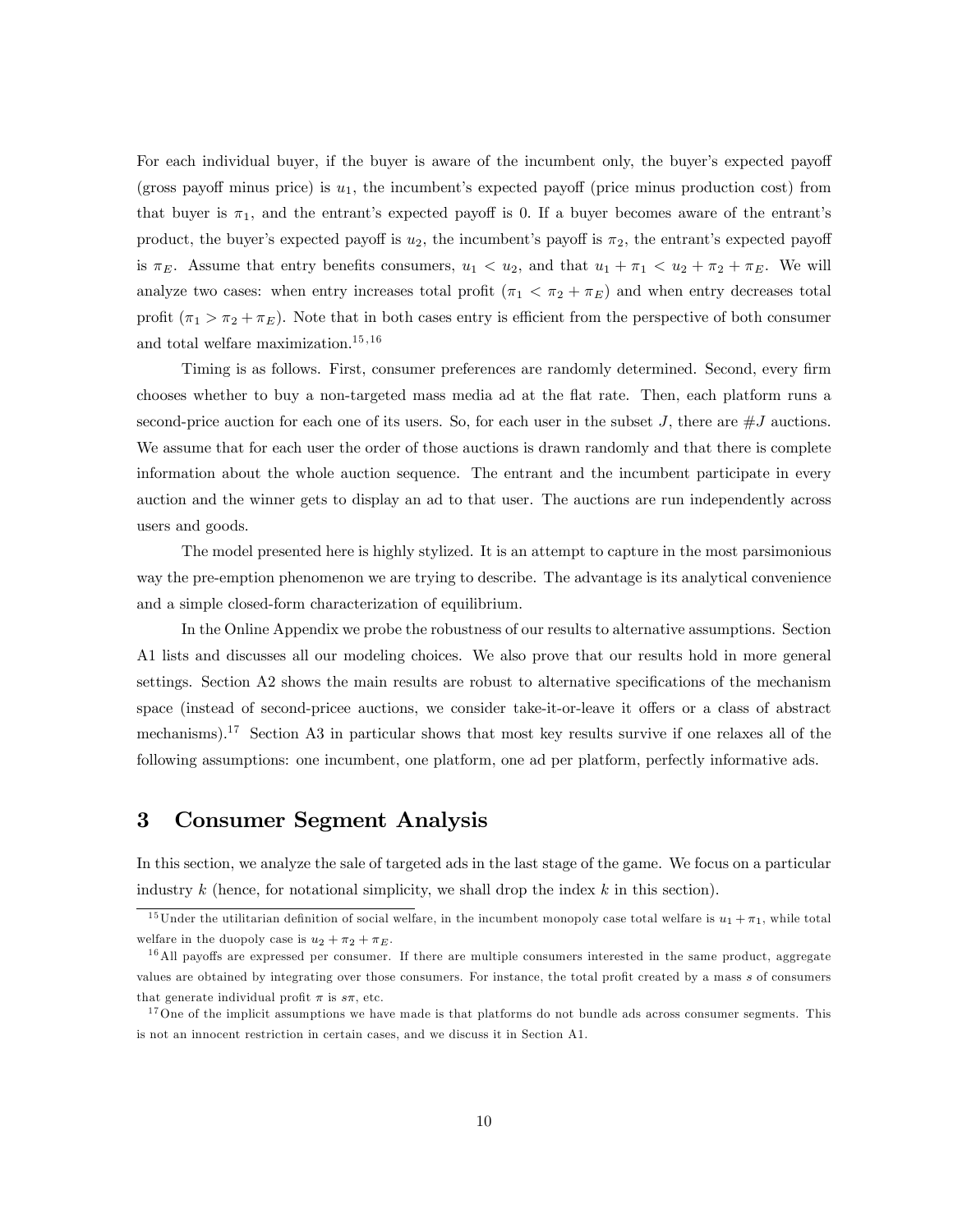For each individual buyer, if the buyer is aware of the incumbent only, the buyer's expected payoff (gross payoff minus price) is $u_1$, the incumbent's expected payoff (price minus production cost) from that buyer is $\pi_1$, and the entrant's expected payoff is 0. If a buyer becomes aware of the entrant's product, the buyer's expected payoff is $u_2$, the incumbent's payoff is $\pi_2$, the entrant's expected payoff is $\pi_E$. Assume that entry benefits consumers, $u_1 < u_2$, and that $u_1 + \pi_1 < u_2 + \pi_2 + \pi_E$. We will analyze two cases: when entry increases total profit ($\pi_1 < \pi_2 + \pi_E$) and when entry decreases total profit ($\pi_1 > \pi_2 + \pi_E$). Note that in both cases entry is efficient from the perspective of both consumer and total welfare maximization.[15,16]

Timing is as follows. First, consumer preferences are randomly determined. Second, every firm chooses whether to buy a non-targeted mass media ad at the flat rate. Then, each platform runs a second-price auction for each one of its users. So, for each user in the subset $J$, there are $\#J$ auctions. We assume that for each user the order of those auctions is drawn randomly and that there is complete information about the whole auction sequence. The entrant and the incumbent participate in every auction and the winner gets to display an ad to that user. The auctions are run independently across users and goods.

The model presented here is highly stylized. It is an attempt to capture in the most parsimonious way the pre-emption phenomenon we are trying to describe. The advantage is its analytical convenience and a simple closed-form characterization of equilibrium.

In the Online Appendix we probe the robustness of our results to alternative assumptions. Section A1 lists and discusses all our modeling choices. We also prove that our results hold in more general settings. Section A2 shows the main results are robust to alternative specifications of the mechanism space (instead of second-pricee auctions, we consider take-it-or-leave it offers or a class of abstract mechanisms).[17] Section A3 in particular shows that most key results survive if one relaxes all of the following assumptions: one incumbent, one platform, one ad per platform, perfectly informative ads.

# 3 Consumer Segment Analysis

In this section, we analyze the sale of targeted ads in the last stage of the game. We focus on a particular industry $k$ (hence, for notational simplicity, we shall drop the index $k$ in this section).

[15] Under the utilitarian definition of social welfare, in the incumbent monopoly case total welfare is $u_1 + \pi_1$, while total welfare in the duopoly case is $u_2 + \pi_2 + \pi_E$.

[16] All payoffs are expressed per consumer. If there are multiple consumers interested in the same product, aggregate values are obtained by integrating over those consumers. For instance, the total profit created by a mass $s$ of consumers that generate individual profit $\pi$ is $s\pi$, etc.

[17] One of the implicit assumptions we have made is that platforms do not bundle ads across consumer segments. This is not an innocent restriction in certain cases, and we discuss it in Section A1.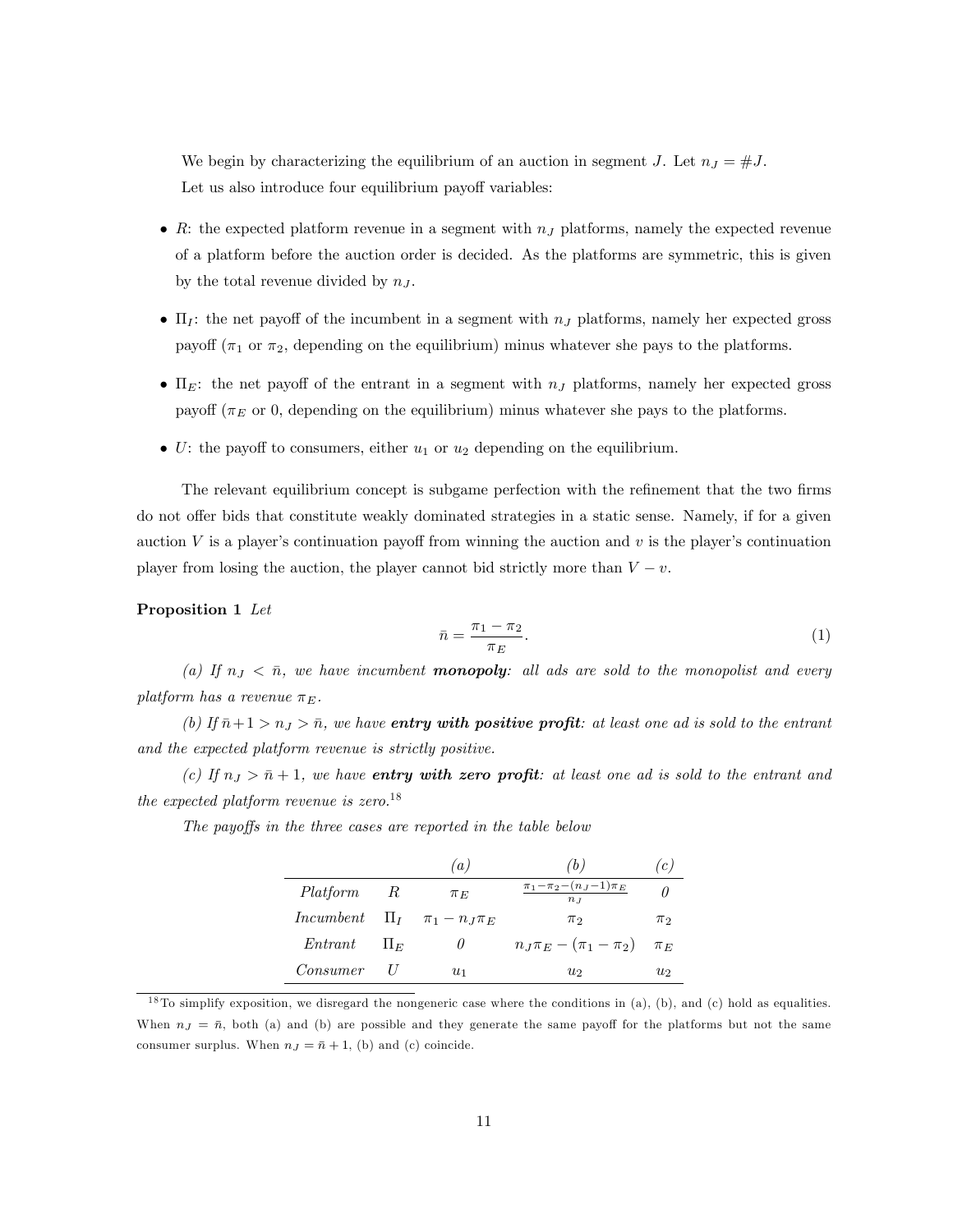We begin by characterizing the equilibrium of an auction in segment $J$. Let $n_J = \#J$.

Let us also introduce four equilibrium payoff variables:

- $R$: the expected platform revenue in a segment with $n_J$ platforms, namely the expected revenue of a platform before the auction order is decided. As the platforms are symmetric, this is given by the total revenue divided by $n_J$.
- $\Pi_I$: the net payoff of the incumbent in a segment with $n_J$ platforms, namely her expected gross payoff ($\pi_1$ or $\pi_2$, depending on the equilibrium) minus whatever she pays to the platforms.
- $\Pi_E$: the net payoff of the entrant in a segment with $n_J$ platforms, namely her expected gross payoff ($\pi_E$ or 0, depending on the equilibrium) minus whatever she pays to the platforms.
- $U$: the payoff to consumers, either $u_1$ or $u_2$ depending on the equilibrium.

The relevant equilibrium concept is subgame perfection with the refinement that the two firms do not offer bids that constitute weakly dominated strategies in a static sense. Namely, if for a given auction $V$ is a player's continuation payoff from winning the auction and $v$ is the player's continuation player from losing the auction, the player cannot bid strictly more than $V - v$.

**Proposition 1** *Let*

$$\bar{n} = \frac{\pi_1 - \pi_2}{\pi_E}. \tag{1}$$

*(a) If $n_J < \bar{n}$, we have incumbent **monopoly**: all ads are sold to the monopolist and every platform has a revenue $\pi_E$.*

*(b) If $\bar{n}+1 > n_J > \bar{n}$, we have **entry with positive profit**: at least one ad is sold to the entrant and the expected platform revenue is strictly positive.*

*(c) If $n_J > \bar{n}+1$, we have **entry with zero profit**: at least one ad is sold to the entrant and the expected platform revenue is zero.*[18]

*The payoffs in the three cases are reported in the table below*

| | | *(a)* | *(b)* | *(c)* |
|---|---|---|---|---|
| *Platform* | $R$ | $\pi_E$ | $\frac{\pi_1 - \pi_2 - (n_J - 1)\pi_E}{n_J}$ | *0* |
| *Incumbent* | $\Pi_I$ | $\pi_1 - n_J \pi_E$ | $\pi_2$ | $\pi_2$ |
| *Entrant* | $\Pi_E$ | *0* | $n_J \pi_E - (\pi_1 - \pi_2)$ | $\pi_E$ |
| *Consumer* | $U$ | $u_1$ | $u_2$ | $u_2$ |

[18] To simplify exposition, we disregard the nongeneric case where the conditions in (a), (b), and (c) hold as equalities. When $n_J = \bar{n}$, both (a) and (b) are possible and they generate the same payoff for the platforms but not the same consumer surplus. When $n_J = \bar{n}+1$, (b) and (c) coincide.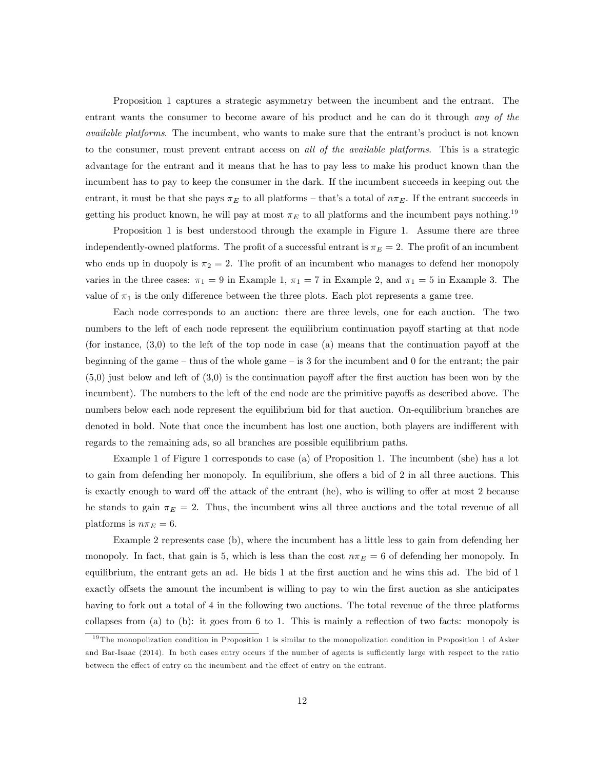Proposition 1 captures a strategic asymmetry between the incumbent and the entrant. The entrant wants the consumer to become aware of his product and he can do it through *any of the available platforms*. The incumbent, who wants to make sure that the entrant's product is not known to the consumer, must prevent entrant access on *all of the available platforms*. This is a strategic advantage for the entrant and it means that he has to pay less to make his product known than the incumbent has to pay to keep the consumer in the dark. If the incumbent succeeds in keeping out the entrant, it must be that she pays $\pi_E$ to all platforms – that's a total of $n\pi_E$. If the entrant succeeds in getting his product known, he will pay at most $\pi_E$ to all platforms and the incumbent pays nothing.[19]

Proposition 1 is best understood through the example in Figure 1. Assume there are three independently-owned platforms. The profit of a successful entrant is $\pi_E = 2$. The profit of an incumbent who ends up in duopoly is $\pi_2 = 2$. The profit of an incumbent who manages to defend her monopoly varies in the three cases: $\pi_1 = 9$ in Example 1, $\pi_1 = 7$ in Example 2, and $\pi_1 = 5$ in Example 3. The value of $\pi_1$ is the only difference between the three plots. Each plot represents a game tree.

Each node corresponds to an auction: there are three levels, one for each auction. The two numbers to the left of each node represent the equilibrium continuation payoff starting at that node (for instance, (3,0) to the left of the top node in case (a) means that the continuation payoff at the beginning of the game – thus of the whole game – is 3 for the incumbent and 0 for the entrant; the pair (5,0) just below and left of (3,0) is the continuation payoff after the first auction has been won by the incumbent). The numbers to the left of the end node are the primitive payoffs as described above. The numbers below each node represent the equilibrium bid for that auction. On-equilibrium branches are denoted in bold. Note that once the incumbent has lost one auction, both players are indifferent with regards to the remaining ads, so all branches are possible equilibrium paths.

Example 1 of Figure 1 corresponds to case (a) of Proposition 1. The incumbent (she) has a lot to gain from defending her monopoly. In equilibrium, she offers a bid of 2 in all three auctions. This is exactly enough to ward off the attack of the entrant (he), who is willing to offer at most 2 because he stands to gain $\pi_E = 2$. Thus, the incumbent wins all three auctions and the total revenue of all platforms is $n\pi_E = 6$.

Example 2 represents case (b), where the incumbent has a little less to gain from defending her monopoly. In fact, that gain is 5, which is less than the cost $n\pi_E = 6$ of defending her monopoly. In equilibrium, the entrant gets an ad. He bids 1 at the first auction and he wins this ad. The bid of 1 exactly offsets the amount the incumbent is willing to pay to win the first auction as she anticipates having to fork out a total of 4 in the following two auctions. The total revenue of the three platforms collapses from (a) to (b): it goes from 6 to 1. This is mainly a reflection of two facts: monopoly is

[19] The monopolization condition in Proposition 1 is similar to the monopolization condition in Proposition 1 of Asker and Bar-Isaac (2014). In both cases entry occurs if the number of agents is sufficiently large with respect to the ratio between the effect of entry on the incumbent and the effect of entry on the entrant.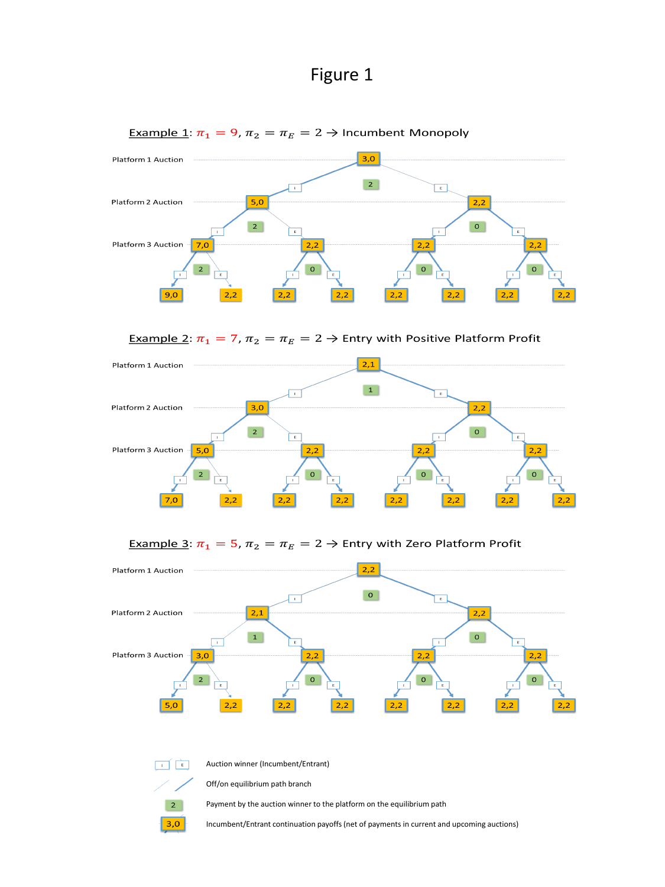# Figure 1

**Example 1**: $\pi_1 = 9$, $\pi_2 = \pi_E = 2 \rightarrow$ Incumbent Monopoly

Platform 1 Auction

Platform 2 Auction

Platform 3 Auction

**Example 2**: $\pi_1 = 7$, $\pi_2 = \pi_E = 2 \rightarrow$ Entry with Positive Platform Profit

Platform 1 Auction

Platform 2 Auction

Platform 3 Auction

**Example 3**: $\pi_1 = 5$, $\pi_2 = \pi_E = 2 \rightarrow$ Entry with Zero Platform Profit

Platform 1 Auction

Platform 2 Auction

Platform 3 Auction

Legend:

- I / E — Auction winner (Incumbent/Entrant)
- Thin / thick line — Off/on equilibrium path branch
- Green box — Payment by the auction winner to the platform on the equilibrium path
- Orange box (e.g., 3,0) — Incumbent/Entrant continuation payoffs (net of payments in current and upcoming auctions)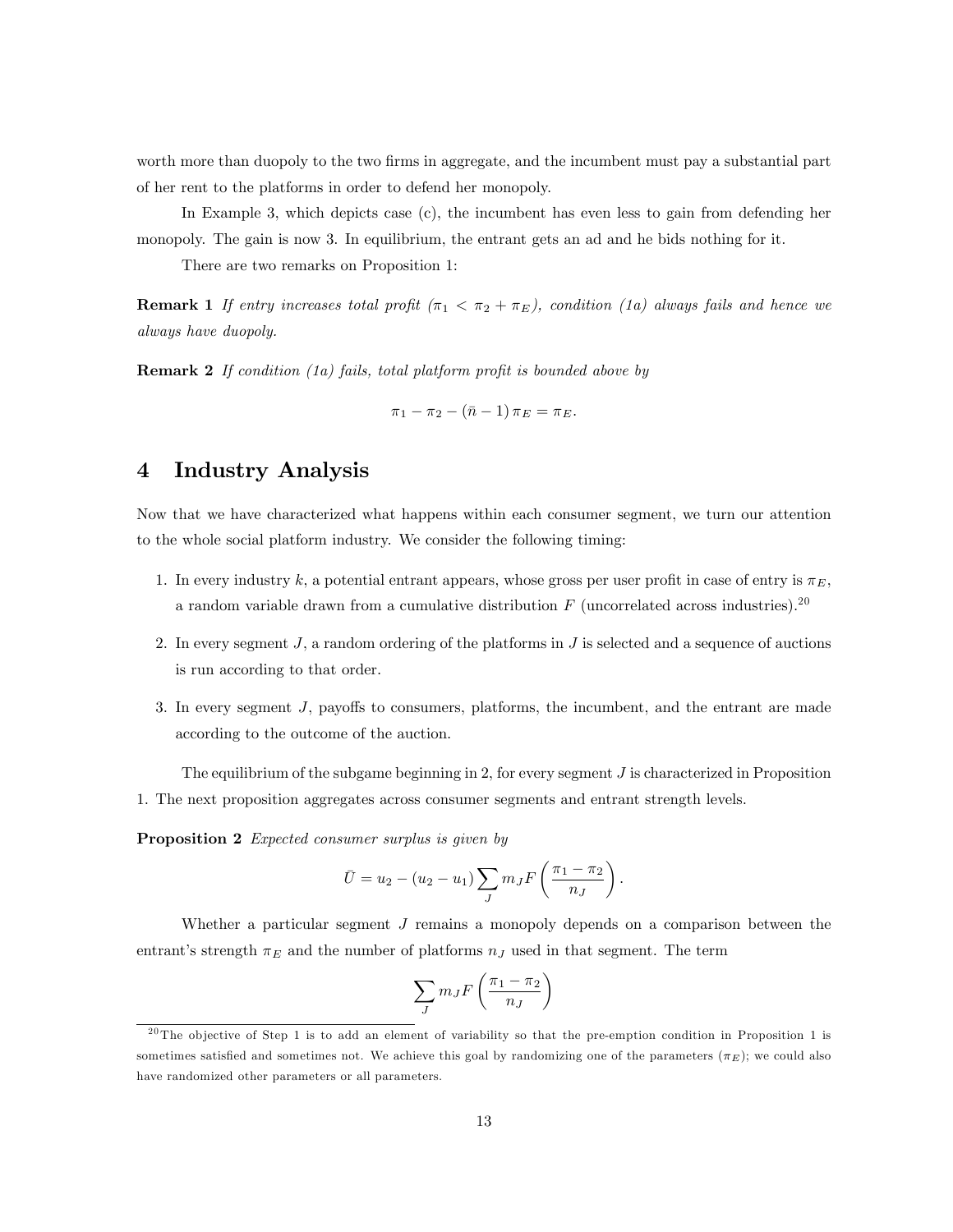worth more than duopoly to the two firms in aggregate, and the incumbent must pay a substantial part of her rent to the platforms in order to defend her monopoly.

In Example 3, which depicts case (c), the incumbent has even less to gain from defending her monopoly. The gain is now 3. In equilibrium, the entrant gets an ad and he bids nothing for it.

There are two remarks on Proposition 1:

**Remark 1** *If entry increases total profit ($\pi_1 < \pi_2 + \pi_E$), condition (1a) always fails and hence we always have duopoly.*

**Remark 2** *If condition (1a) fails, total platform profit is bounded above by*

$$\pi_1 - \pi_2 - (\bar{n} - 1)\,\pi_E = \pi_E.$$

## 4 Industry Analysis

Now that we have characterized what happens within each consumer segment, we turn our attention to the whole social platform industry. We consider the following timing:

1. In every industry $k$, a potential entrant appears, whose gross per user profit in case of entry is $\pi_E$, a random variable drawn from a cumulative distribution $F$ (uncorrelated across industries).[20]
2. In every segment $J$, a random ordering of the platforms in $J$ is selected and a sequence of auctions is run according to that order.
3. In every segment $J$, payoffs to consumers, platforms, the incumbent, and the entrant are made according to the outcome of the auction.

The equilibrium of the subgame beginning in 2, for every segment $J$ is characterized in Proposition 1. The next proposition aggregates across consumer segments and entrant strength levels.

**Proposition 2** *Expected consumer surplus is given by*

$$\bar{U} = u_2 - (u_2 - u_1) \sum_J m_J F\left(\frac{\pi_1 - \pi_2}{n_J}\right).$$

Whether a particular segment $J$ remains a monopoly depends on a comparison between the entrant's strength $\pi_E$ and the number of platforms $n_J$ used in that segment. The term

$$\sum_J m_J F\left(\frac{\pi_1 - \pi_2}{n_J}\right)$$

[20] The objective of Step 1 is to add an element of variability so that the pre-emption condition in Proposition 1 is sometimes satisfied and sometimes not. We achieve this goal by randomizing one of the parameters ($\pi_E$); we could also have randomized other parameters or all parameters.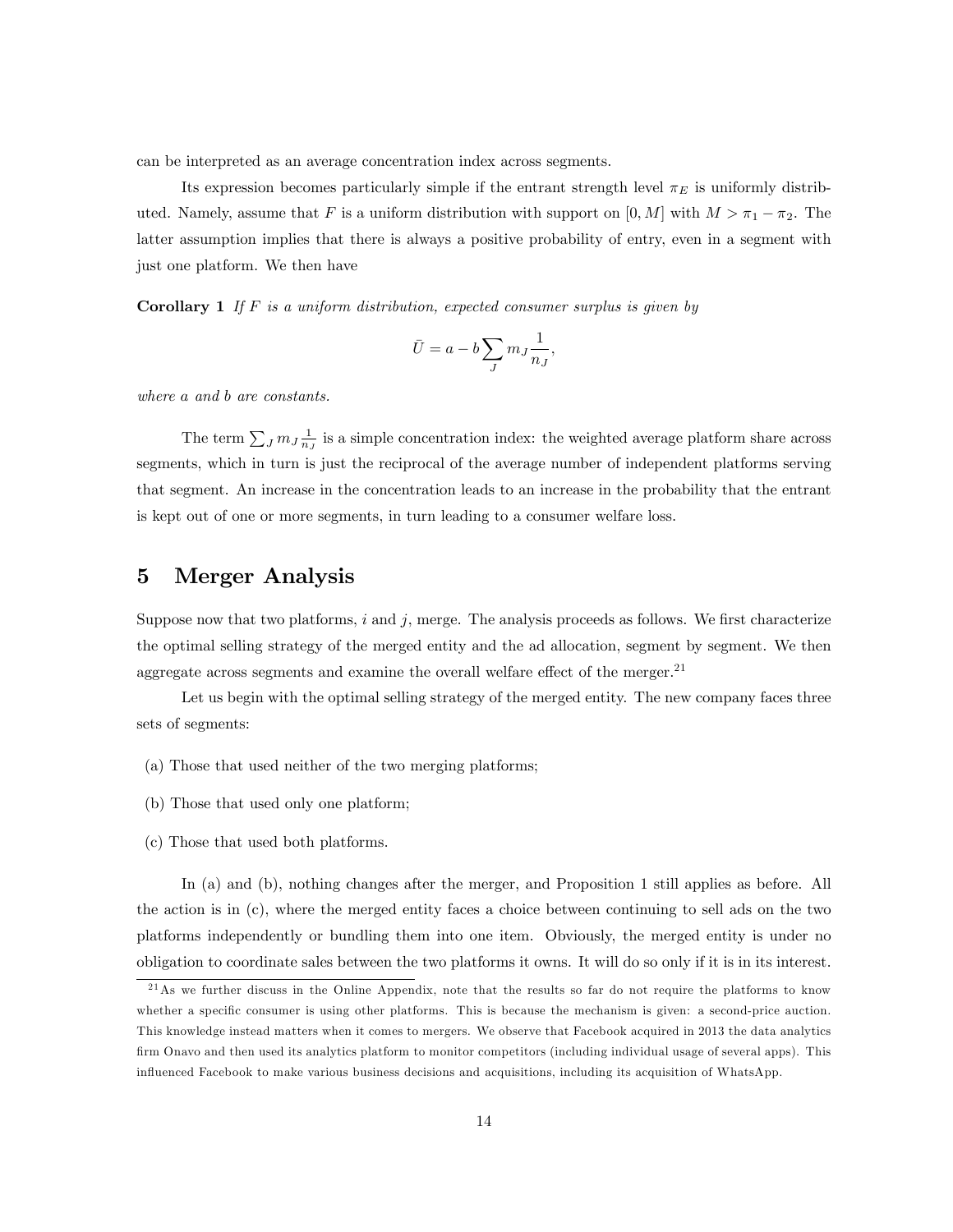can be interpreted as an average concentration index across segments.

Its expression becomes particularly simple if the entrant strength level $\pi_E$ is uniformly distributed. Namely, assume that $F$ is a uniform distribution with support on $[0, M]$ with $M > \pi_1 - \pi_2$. The latter assumption implies that there is always a positive probability of entry, even in a segment with just one platform. We then have

**Corollary 1** *If $F$ is a uniform distribution, expected consumer surplus is given by*

$$\bar{U} = a - b \sum_J m_J \frac{1}{n_J},$$

*where $a$ and $b$ are constants.*

The term $\sum_J m_J \frac{1}{n_J}$ is a simple concentration index: the weighted average platform share across segments, which in turn is just the reciprocal of the average number of independent platforms serving that segment. An increase in the concentration leads to an increase in the probability that the entrant is kept out of one or more segments, in turn leading to a consumer welfare loss.

# 5 Merger Analysis

Suppose now that two platforms, $i$ and $j$, merge. The analysis proceeds as follows. We first characterize the optimal selling strategy of the merged entity and the ad allocation, segment by segment. We then aggregate across segments and examine the overall welfare effect of the merger.[21]

Let us begin with the optimal selling strategy of the merged entity. The new company faces three sets of segments:

(a) Those that used neither of the two merging platforms;

(b) Those that used only one platform;

(c) Those that used both platforms.

In (a) and (b), nothing changes after the merger, and Proposition 1 still applies as before. All the action is in (c), where the merged entity faces a choice between continuing to sell ads on the two platforms independently or bundling them into one item. Obviously, the merged entity is under no obligation to coordinate sales between the two platforms it owns. It will do so only if it is in its interest.

[21] As we further discuss in the Online Appendix, note that the results so far do not require the platforms to know whether a specific consumer is using other platforms. This is because the mechanism is given: a second-price auction. This knowledge instead matters when it comes to mergers. We observe that Facebook acquired in 2013 the data analytics firm Onavo and then used its analytics platform to monitor competitors (including individual usage of several apps). This influenced Facebook to make various business decisions and acquisitions, including its acquisition of WhatsApp.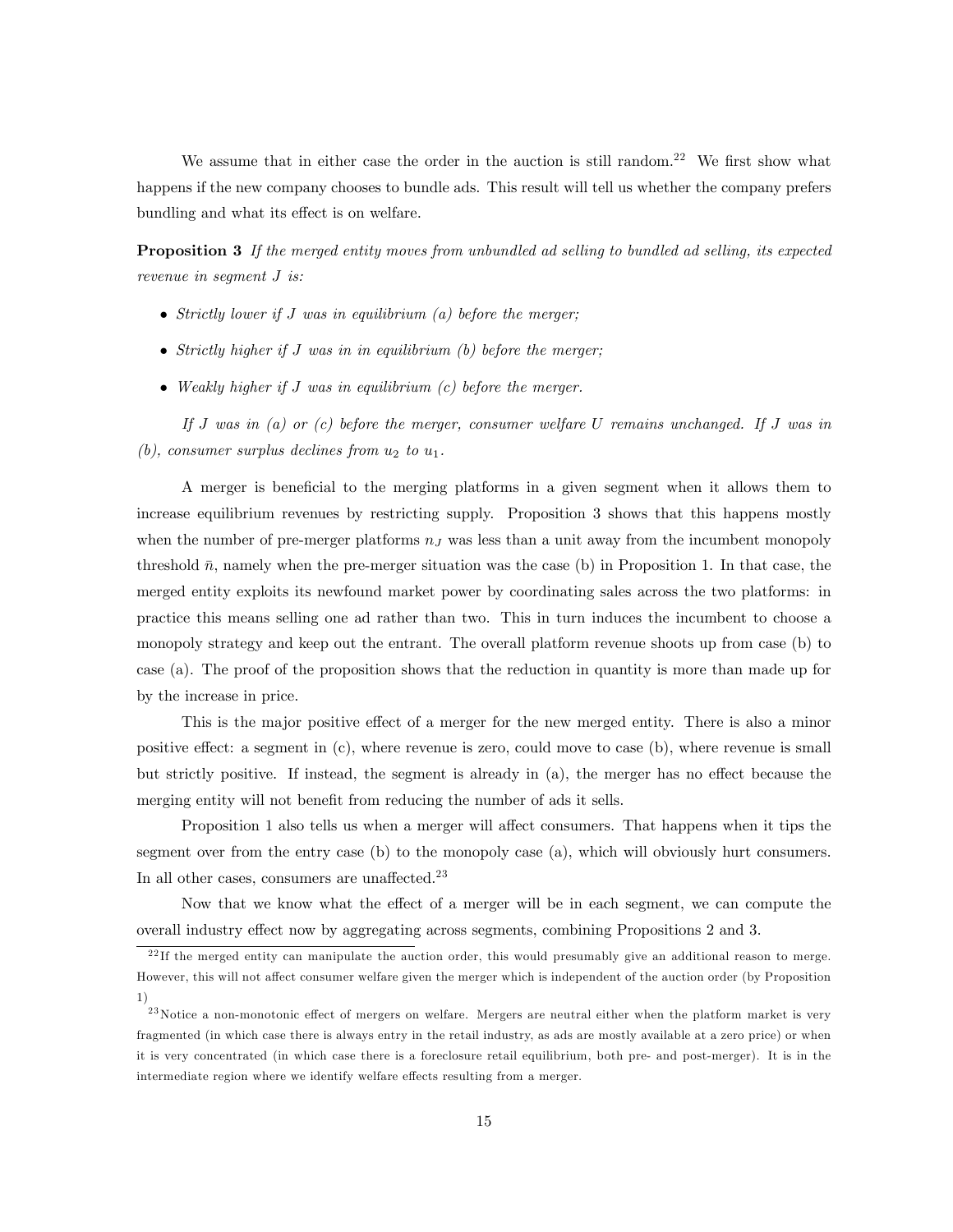We assume that in either case the order in the auction is still random.[22] We first show what happens if the new company chooses to bundle ads. This result will tell us whether the company prefers bundling and what its effect is on welfare.

**Proposition 3** *If the merged entity moves from unbundled ad selling to bundled ad selling, its expected revenue in segment $J$ is:*

- *Strictly lower if $J$ was in equilibrium (a) before the merger;*
- *Strictly higher if $J$ was in in equilibrium (b) before the merger;*
- *Weakly higher if $J$ was in equilibrium (c) before the merger.*

*If $J$ was in (a) or (c) before the merger, consumer welfare $U$ remains unchanged. If $J$ was in (b), consumer surplus declines from $u_2$ to $u_1$.*

A merger is beneficial to the merging platforms in a given segment when it allows them to increase equilibrium revenues by restricting supply. Proposition 3 shows that this happens mostly when the number of pre-merger platforms $n_J$ was less than a unit away from the incumbent monopoly threshold $\bar{n}$, namely when the pre-merger situation was the case (b) in Proposition 1. In that case, the merged entity exploits its newfound market power by coordinating sales across the two platforms: in practice this means selling one ad rather than two. This in turn induces the incumbent to choose a monopoly strategy and keep out the entrant. The overall platform revenue shoots up from case (b) to case (a). The proof of the proposition shows that the reduction in quantity is more than made up for by the increase in price.

This is the major positive effect of a merger for the new merged entity. There is also a minor positive effect: a segment in (c), where revenue is zero, could move to case (b), where revenue is small but strictly positive. If instead, the segment is already in (a), the merger has no effect because the merging entity will not benefit from reducing the number of ads it sells.

Proposition 1 also tells us when a merger will affect consumers. That happens when it tips the segment over from the entry case (b) to the monopoly case (a), which will obviously hurt consumers. In all other cases, consumers are unaffected.[23]

Now that we know what the effect of a merger will be in each segment, we can compute the overall industry effect now by aggregating across segments, combining Propositions 2 and 3.

[22] If the merged entity can manipulate the auction order, this would presumably give an additional reason to merge. However, this will not affect consumer welfare given the merger which is independent of the auction order (by Proposition 1)

[23] Notice a non-monotonic effect of mergers on welfare. Mergers are neutral either when the platform market is very fragmented (in which case there is always entry in the retail industry, as ads are mostly available at a zero price) or when it is very concentrated (in which case there is a foreclosure retail equilibrium, both pre- and post-merger). It is in the intermediate region where we identify welfare effects resulting from a merger.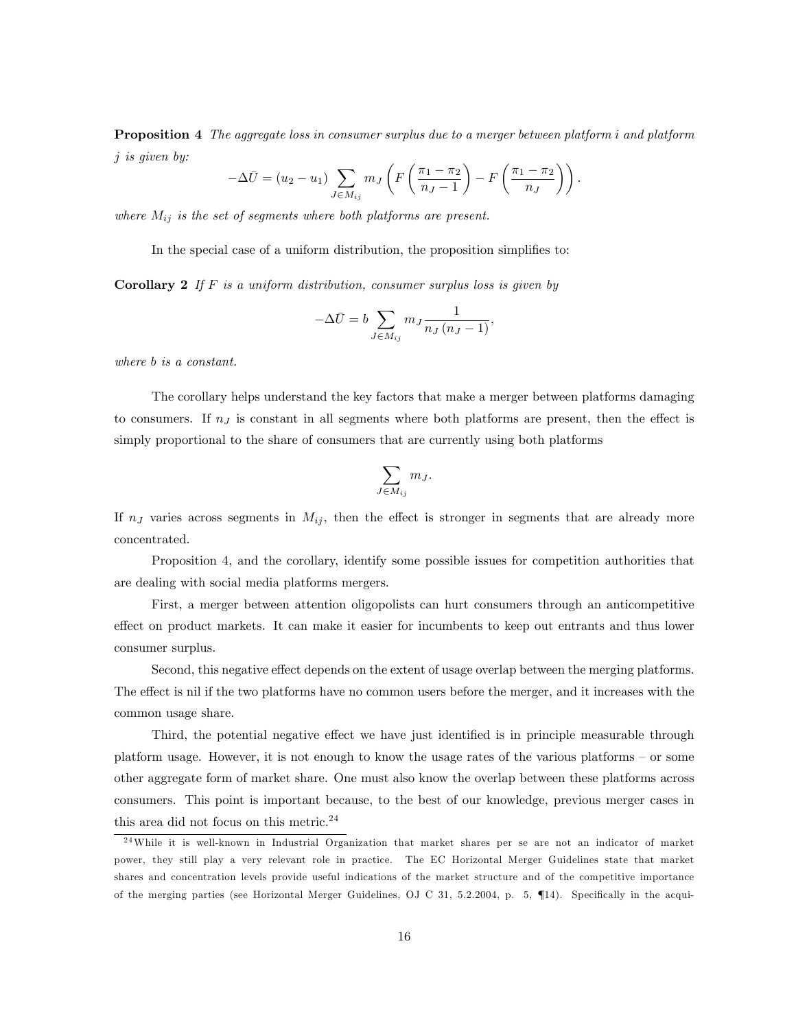**Proposition 4** *The aggregate loss in consumer surplus due to a merger between platform i and platform j is given by:*

$$-\Delta \bar{U} = (u_2 - u_1) \sum_{J \in M_{ij}} m_J \left( F\left(\frac{\pi_1 - \pi_2}{n_J - 1}\right) - F\left(\frac{\pi_1 - \pi_2}{n_J}\right) \right).$$

*where $M_{ij}$ is the set of segments where both platforms are present.*

In the special case of a uniform distribution, the proposition simplifies to:

**Corollary 2** *If $F$ is a uniform distribution, consumer surplus loss is given by*

$$-\Delta \bar{U} = b \sum_{J \in M_{ij}} m_J \frac{1}{n_J (n_J - 1)},$$

*where $b$ is a constant.*

The corollary helps understand the key factors that make a merger between platforms damaging to consumers. If $n_J$ is constant in all segments where both platforms are present, then the effect is simply proportional to the share of consumers that are currently using both platforms

$$\sum_{J \in M_{ij}} m_J.$$

If $n_J$ varies across segments in $M_{ij}$, then the effect is stronger in segments that are already more concentrated.

Proposition 4, and the corollary, identify some possible issues for competition authorities that are dealing with social media platforms mergers.

First, a merger between attention oligopolists can hurt consumers through an anticompetitive effect on product markets. It can make it easier for incumbents to keep out entrants and thus lower consumer surplus.

Second, this negative effect depends on the extent of usage overlap between the merging platforms. The effect is nil if the two platforms have no common users before the merger, and it increases with the common usage share.

Third, the potential negative effect we have just identified is in principle measurable through platform usage. However, it is not enough to know the usage rates of the various platforms – or some other aggregate form of market share. One must also know the overlap between these platforms across consumers. This point is important because, to the best of our knowledge, previous merger cases in this area did not focus on this metric.[24]

[24] While it is well-known in Industrial Organization that market shares per se are not an indicator of market power, they still play a very relevant role in practice. The EC Horizontal Merger Guidelines state that market shares and concentration levels provide useful indications of the market structure and of the competitive importance of the merging parties (see Horizontal Merger Guidelines, OJ C 31, 5.2.2004, p. 5, ¶14). Specifically in the acqui-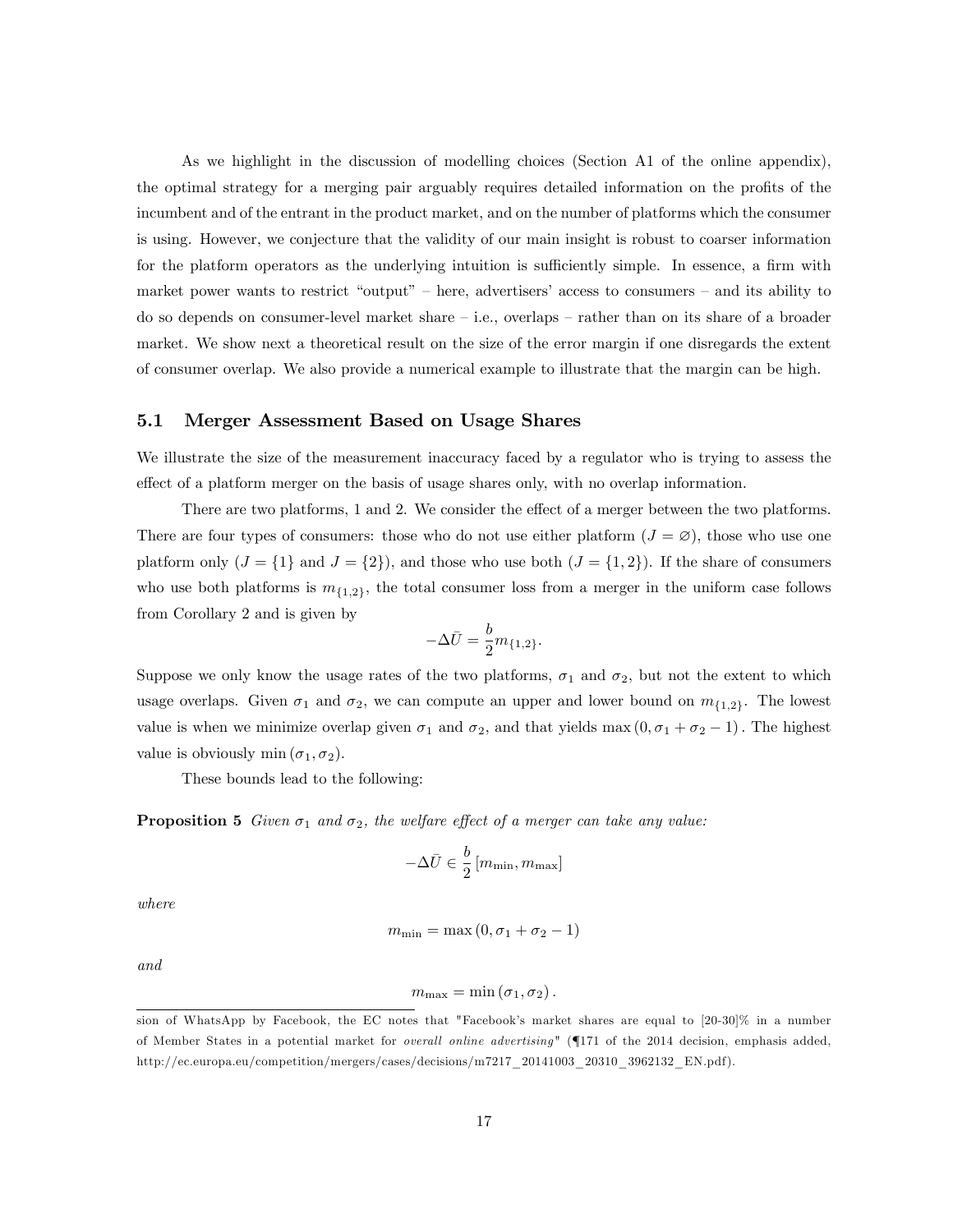As we highlight in the discussion of modelling choices (Section A1 of the online appendix), the optimal strategy for a merging pair arguably requires detailed information on the profits of the incumbent and of the entrant in the product market, and on the number of platforms which the consumer is using. However, we conjecture that the validity of our main insight is robust to coarser information for the platform operators as the underlying intuition is sufficiently simple. In essence, a firm with market power wants to restrict "output" – here, advertisers' access to consumers – and its ability to do so depends on consumer-level market share – i.e., overlaps – rather than on its share of a broader market. We show next a theoretical result on the size of the error margin if one disregards the extent of consumer overlap. We also provide a numerical example to illustrate that the margin can be high.

### 5.1 Merger Assessment Based on Usage Shares

We illustrate the size of the measurement inaccuracy faced by a regulator who is trying to assess the effect of a platform merger on the basis of usage shares only, with no overlap information.

There are two platforms, 1 and 2. We consider the effect of a merger between the two platforms. There are four types of consumers: those who do not use either platform ($J = \varnothing$), those who use one platform only ($J = \{1\}$ and $J = \{2\}$), and those who use both ($J = \{1, 2\}$). If the share of consumers who use both platforms is $m_{\{1,2\}}$, the total consumer loss from a merger in the uniform case follows from Corollary 2 and is given by

$$-\Delta \bar{U} = \frac{b}{2} m_{\{1,2\}}.$$

Suppose we only know the usage rates of the two platforms, $\sigma_1$ and $\sigma_2$, but not the extent to which usage overlaps. Given $\sigma_1$ and $\sigma_2$, we can compute an upper and lower bound on $m_{\{1,2\}}$. The lowest value is when we minimize overlap given $\sigma_1$ and $\sigma_2$, and that yields $\max(0, \sigma_1 + \sigma_2 - 1)$. The highest value is obviously $\min(\sigma_1, \sigma_2)$.

These bounds lead to the following:

**Proposition 5** *Given $\sigma_1$ and $\sigma_2$, the welfare effect of a merger can take any value:*

$$-\Delta \bar{U} \in \frac{b}{2} [m_{\min}, m_{\max}]$$

*where*

$$m_{\min} = \max(0, \sigma_1 + \sigma_2 - 1)$$

*and*

$$m_{\max} = \min(\sigma_1, \sigma_2).$$

sion of WhatsApp by Facebook, the EC notes that "Facebook's market shares are equal to [20-30]% in a number of Member States in a potential market for *overall online advertising*" (¶171 of the 2014 decision, emphasis added, http://ec.europa.eu/competition/mergers/cases/decisions/m7217_20141003_20310_3962132_EN.pdf).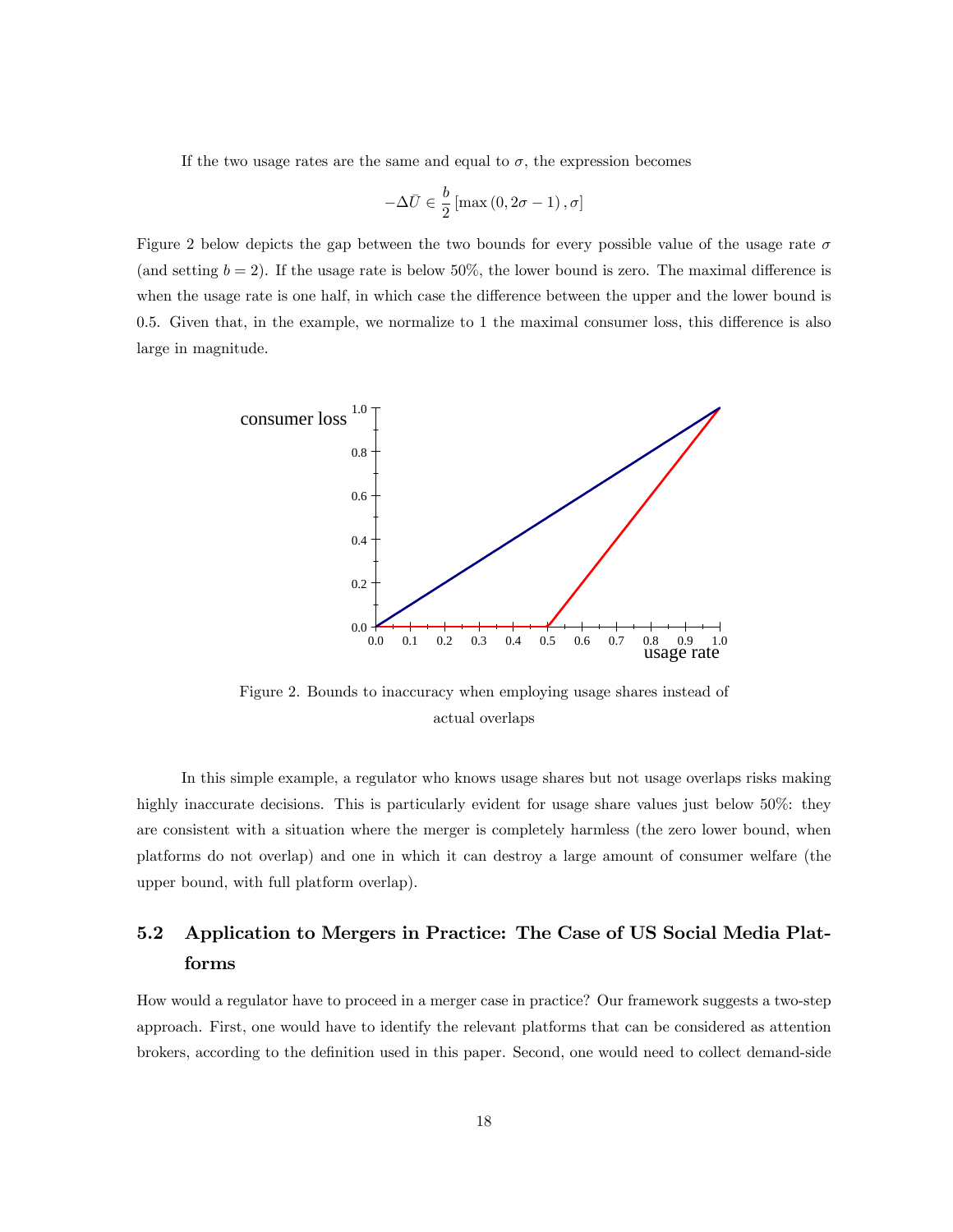If the two usage rates are the same and equal to $\sigma$, the expression becomes

$$-\Delta \bar{U} \in \frac{b}{2} \left[ \max\left(0, 2\sigma - 1\right), \sigma \right]$$

Figure 2 below depicts the gap between the two bounds for every possible value of the usage rate $\sigma$ (and setting $b = 2$). If the usage rate is below 50%, the lower bound is zero. The maximal difference is when the usage rate is one half, in which case the difference between the upper and the lower bound is 0.5. Given that, in the example, we normalize to 1 the maximal consumer loss, this difference is also large in magnitude.

Figure 2. Bounds to inaccuracy when employing usage shares instead of actual overlaps

In this simple example, a regulator who knows usage shares but not usage overlaps risks making highly inaccurate decisions. This is particularly evident for usage share values just below 50%: they are consistent with a situation where the merger is completely harmless (the zero lower bound, when platforms do not overlap) and one in which it can destroy a large amount of consumer welfare (the upper bound, with full platform overlap).

## 5.2 Application to Mergers in Practice: The Case of US Social Media Platforms

How would a regulator have to proceed in a merger case in practice? Our framework suggests a two-step approach. First, one would have to identify the relevant platforms that can be considered as attention brokers, according to the definition used in this paper. Second, one would need to collect demand-side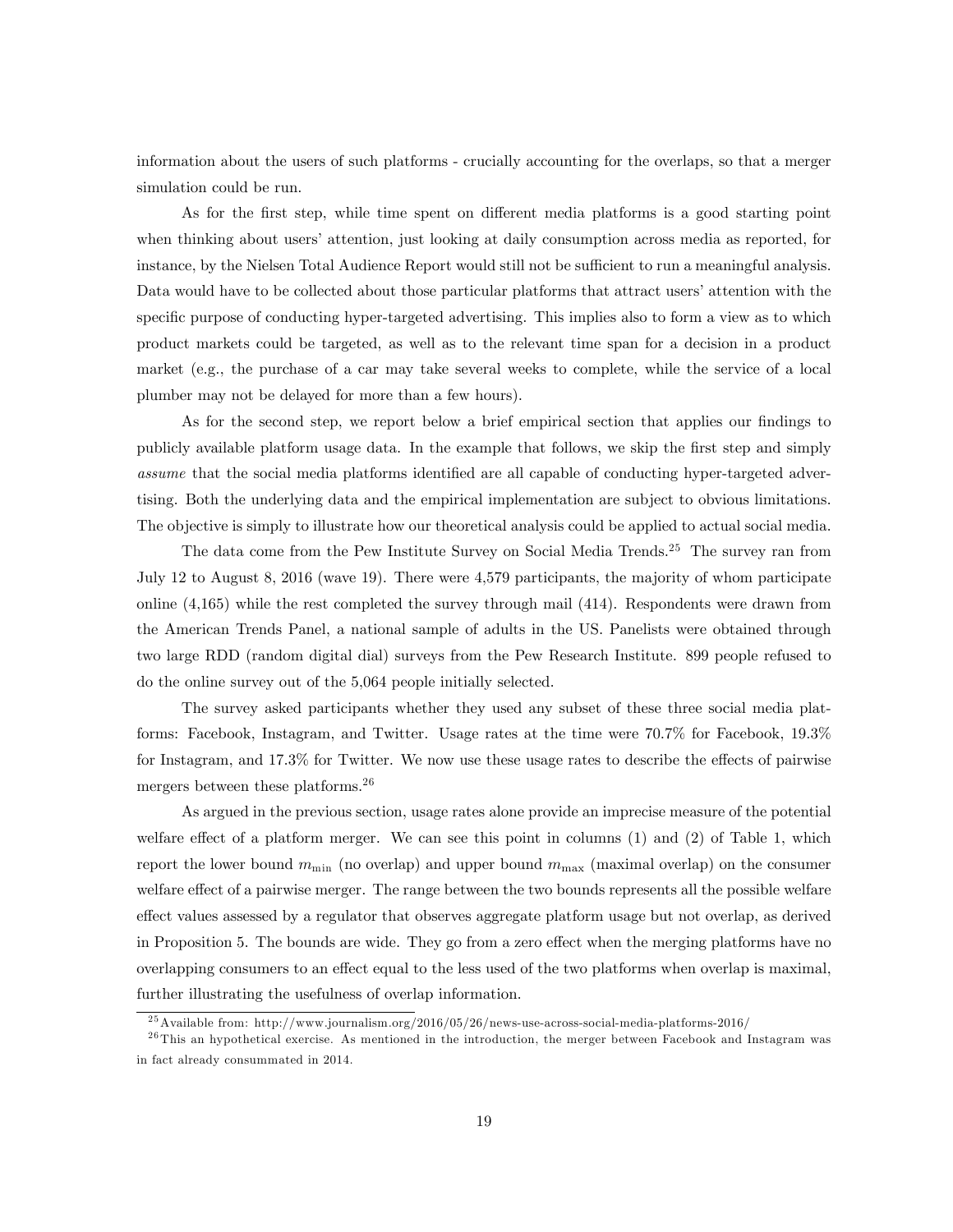information about the users of such platforms - crucially accounting for the overlaps, so that a merger simulation could be run.

As for the first step, while time spent on different media platforms is a good starting point when thinking about users' attention, just looking at daily consumption across media as reported, for instance, by the Nielsen Total Audience Report would still not be sufficient to run a meaningful analysis. Data would have to be collected about those particular platforms that attract users' attention with the specific purpose of conducting hyper-targeted advertising. This implies also to form a view as to which product markets could be targeted, as well as to the relevant time span for a decision in a product market (e.g., the purchase of a car may take several weeks to complete, while the service of a local plumber may not be delayed for more than a few hours).

As for the second step, we report below a brief empirical section that applies our findings to publicly available platform usage data. In the example that follows, we skip the first step and simply *assume* that the social media platforms identified are all capable of conducting hyper-targeted advertising. Both the underlying data and the empirical implementation are subject to obvious limitations. The objective is simply to illustrate how our theoretical analysis could be applied to actual social media.

The data come from the Pew Institute Survey on Social Media Trends.[25] The survey ran from July 12 to August 8, 2016 (wave 19). There were 4,579 participants, the majority of whom participate online (4,165) while the rest completed the survey through mail (414). Respondents were drawn from the American Trends Panel, a national sample of adults in the US. Panelists were obtained through two large RDD (random digital dial) surveys from the Pew Research Institute. 899 people refused to do the online survey out of the 5,064 people initially selected.

The survey asked participants whether they used any subset of these three social media platforms: Facebook, Instagram, and Twitter. Usage rates at the time were 70.7% for Facebook, 19.3% for Instagram, and 17.3% for Twitter. We now use these usage rates to describe the effects of pairwise mergers between these platforms.[26]

As argued in the previous section, usage rates alone provide an imprecise measure of the potential welfare effect of a platform merger. We can see this point in columns (1) and (2) of Table 1, which report the lower bound $m_{\min}$ (no overlap) and upper bound $m_{\max}$ (maximal overlap) on the consumer welfare effect of a pairwise merger. The range between the two bounds represents all the possible welfare effect values assessed by a regulator that observes aggregate platform usage but not overlap, as derived in Proposition 5. The bounds are wide. They go from a zero effect when the merging platforms have no overlapping consumers to an effect equal to the less used of the two platforms when overlap is maximal, further illustrating the usefulness of overlap information.

[25] Available from: http://www.journalism.org/2016/05/26/news-use-across-social-media-platforms-2016/

[26] This an hypothetical exercise. As mentioned in the introduction, the merger between Facebook and Instagram was in fact already consummated in 2014.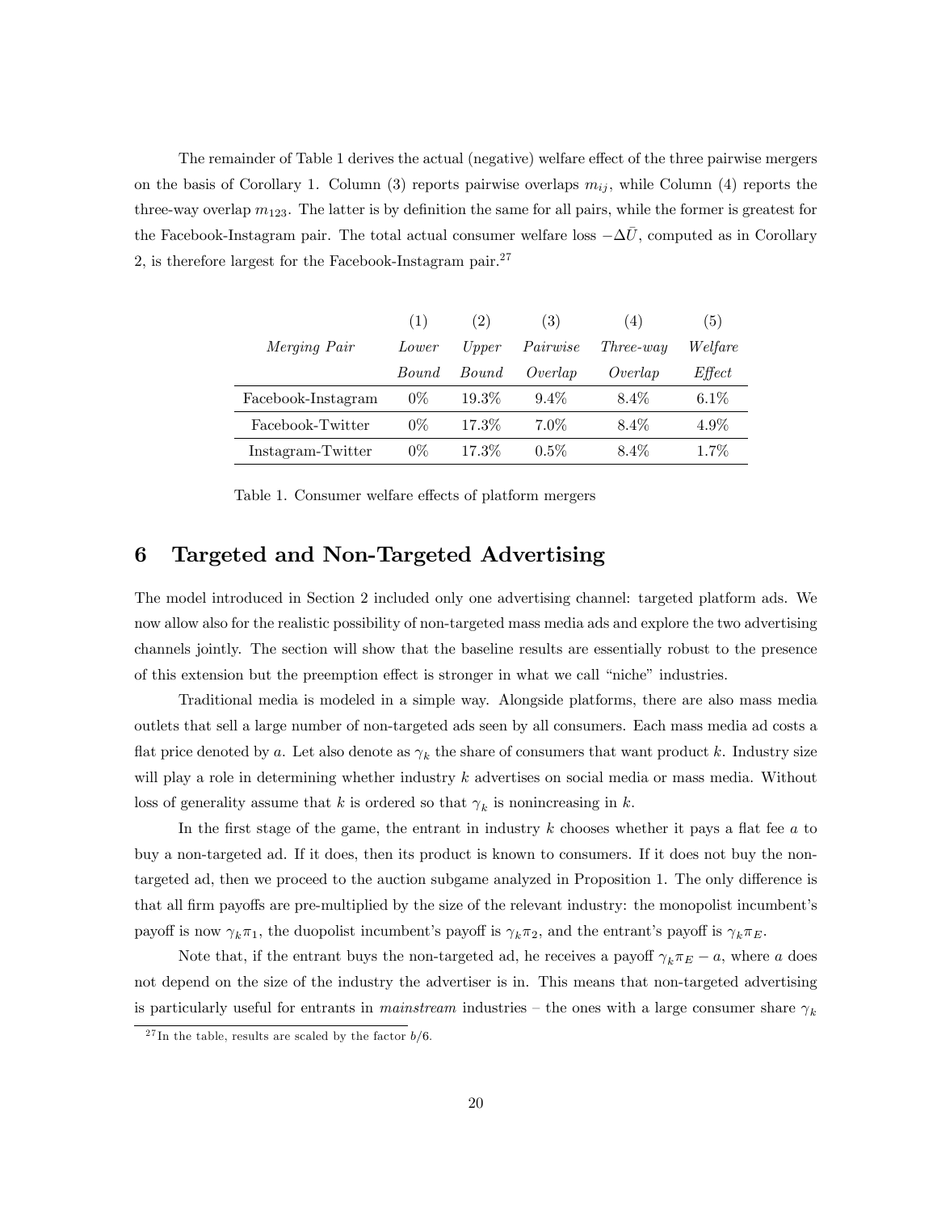The remainder of Table 1 derives the actual (negative) welfare effect of the three pairwise mergers on the basis of Corollary 1. Column (3) reports pairwise overlaps $m_{ij}$, while Column (4) reports the three-way overlap $m_{123}$. The latter is by definition the same for all pairs, while the former is greatest for the Facebook-Instagram pair. The total actual consumer welfare loss $-\Delta \bar{U}$, computed as in Corollary 2, is therefore largest for the Facebook-Instagram pair.[27]

| | (1) | (2) | (3) | (4) | (5) |
|---|---|---|---|---|---|
| *Merging Pair* | *Lower Bound* | *Upper Bound* | *Pairwise Overlap* | *Three-way Overlap* | *Welfare Effect* |
| Facebook-Instagram | 0% | 19.3% | 9.4% | 8.4% | 6.1% |
| Facebook-Twitter | 0% | 17.3% | 7.0% | 8.4% | 4.9% |
| Instagram-Twitter | 0% | 17.3% | 0.5% | 8.4% | 1.7% |

Table 1. Consumer welfare effects of platform mergers

# 6 Targeted and Non-Targeted Advertising

The model introduced in Section 2 included only one advertising channel: targeted platform ads. We now allow also for the realistic possibility of non-targeted mass media ads and explore the two advertising channels jointly. The section will show that the baseline results are essentially robust to the presence of this extension but the preemption effect is stronger in what we call "niche" industries.

Traditional media is modeled in a simple way. Alongside platforms, there are also mass media outlets that sell a large number of non-targeted ads seen by all consumers. Each mass media ad costs a flat price denoted by $a$. Let also denote as $\gamma_k$ the share of consumers that want product $k$. Industry size will play a role in determining whether industry $k$ advertises on social media or mass media. Without loss of generality assume that $k$ is ordered so that $\gamma_k$ is nonincreasing in $k$.

In the first stage of the game, the entrant in industry $k$ chooses whether it pays a flat fee $a$ to buy a non-targeted ad. If it does, then its product is known to consumers. If it does not buy the non-targeted ad, then we proceed to the auction subgame analyzed in Proposition 1. The only difference is that all firm payoffs are pre-multiplied by the size of the relevant industry: the monopolist incumbent's payoff is now $\gamma_k \pi_1$, the duopolist incumbent's payoff is $\gamma_k \pi_2$, and the entrant's payoff is $\gamma_k \pi_E$.

Note that, if the entrant buys the non-targeted ad, he receives a payoff $\gamma_k \pi_E - a$, where $a$ does not depend on the size of the industry the advertiser is in. This means that non-targeted advertising is particularly useful for entrants in *mainstream* industries – the ones with a large consumer share $\gamma_k$

[27] In the table, results are scaled by the factor $b/6$.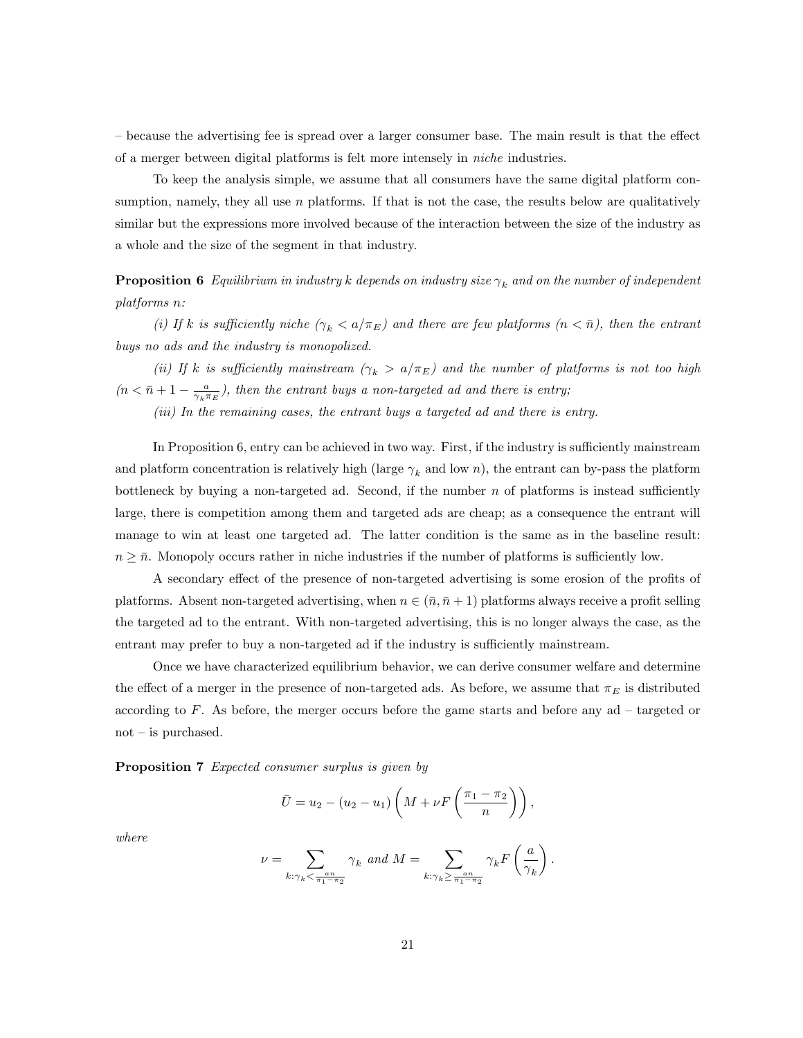– because the advertising fee is spread over a larger consumer base. The main result is that the effect of a merger between digital platforms is felt more intensely in *niche* industries.

To keep the analysis simple, we assume that all consumers have the same digital platform consumption, namely, they all use $n$ platforms. If that is not the case, the results below are qualitatively similar but the expressions more involved because of the interaction between the size of the industry as a whole and the size of the segment in that industry.

**Proposition 6** *Equilibrium in industry $k$ depends on industry size $\gamma_k$ and on the number of independent platforms $n$:*

*(i) If $k$ is sufficiently niche ($\gamma_k < a/\pi_E$) and there are few platforms ($n < \bar{n}$), then the entrant buys no ads and the industry is monopolized.*

*(ii) If $k$ is sufficiently mainstream ($\gamma_k > a/\pi_E$) and the number of platforms is not too high ($n < \bar{n} + 1 - \frac{a}{\gamma_k \pi_E}$), then the entrant buys a non-targeted ad and there is entry;*

*(iii) In the remaining cases, the entrant buys a targeted ad and there is entry.*

In Proposition 6, entry can be achieved in two way. First, if the industry is sufficiently mainstream and platform concentration is relatively high (large $\gamma_k$ and low $n$), the entrant can by-pass the platform bottleneck by buying a non-targeted ad. Second, if the number $n$ of platforms is instead sufficiently large, there is competition among them and targeted ads are cheap; as a consequence the entrant will manage to win at least one targeted ad. The latter condition is the same as in the baseline result: $n \geq \bar{n}$. Monopoly occurs rather in niche industries if the number of platforms is sufficiently low.

A secondary effect of the presence of non-targeted advertising is some erosion of the profits of platforms. Absent non-targeted advertising, when $n \in (\bar{n}, \bar{n} + 1)$ platforms always receive a profit selling the targeted ad to the entrant. With non-targeted advertising, this is no longer always the case, as the entrant may prefer to buy a non-targeted ad if the industry is sufficiently mainstream.

Once we have characterized equilibrium behavior, we can derive consumer welfare and determine the effect of a merger in the presence of non-targeted ads. As before, we assume that $\pi_E$ is distributed according to $F$. As before, the merger occurs before the game starts and before any ad – targeted or not – is purchased.

**Proposition 7** *Expected consumer surplus is given by*

$$\bar{U} = u_2 - (u_2 - u_1)\left(M + \nu F\left(\frac{\pi_1 - \pi_2}{n}\right)\right),$$

*where*

$$\nu = \sum_{k:\gamma_k < \frac{an}{\pi_1 - \pi_2}} \gamma_k \text{ and } M = \sum_{k:\gamma_k \geq \frac{an}{\pi_1 - \pi_2}} \gamma_k F\left(\frac{a}{\gamma_k}\right).$$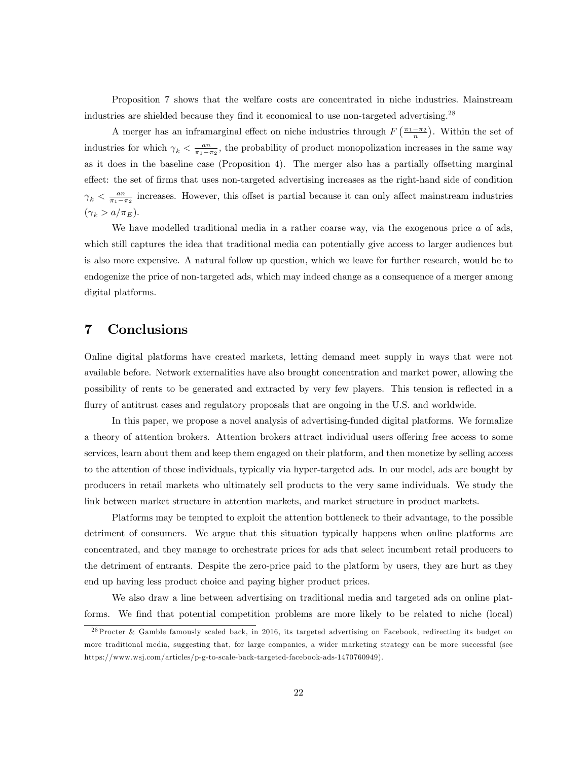Proposition 7 shows that the welfare costs are concentrated in niche industries. Mainstream industries are shielded because they find it economical to use non-targeted advertising.[28]

A merger has an inframarginal effect on niche industries through $F\left(\frac{\pi_1 - \pi_2}{n}\right)$. Within the set of industries for which $\gamma_k < \frac{an}{\pi_1 - \pi_2}$, the probability of product monopolization increases in the same way as it does in the baseline case (Proposition 4). The merger also has a partially offsetting marginal effect: the set of firms that uses non-targeted advertising increases as the right-hand side of condition $\gamma_k < \frac{an}{\pi_1 - \pi_2}$ increases. However, this offset is partial because it can only affect mainstream industries ($\gamma_k > a/\pi_E$).

We have modelled traditional media in a rather coarse way, via the exogenous price $a$ of ads, which still captures the idea that traditional media can potentially give access to larger audiences but is also more expensive. A natural follow up question, which we leave for further research, would be to endogenize the price of non-targeted ads, which may indeed change as a consequence of a merger among digital platforms.

# 7 Conclusions

Online digital platforms have created markets, letting demand meet supply in ways that were not available before. Network externalities have also brought concentration and market power, allowing the possibility of rents to be generated and extracted by very few players. This tension is reflected in a flurry of antitrust cases and regulatory proposals that are ongoing in the U.S. and worldwide.

In this paper, we propose a novel analysis of advertising-funded digital platforms. We formalize a theory of attention brokers. Attention brokers attract individual users offering free access to some services, learn about them and keep them engaged on their platform, and then monetize by selling access to the attention of those individuals, typically via hyper-targeted ads. In our model, ads are bought by producers in retail markets who ultimately sell products to the very same individuals. We study the link between market structure in attention markets, and market structure in product markets.

Platforms may be tempted to exploit the attention bottleneck to their advantage, to the possible detriment of consumers. We argue that this situation typically happens when online platforms are concentrated, and they manage to orchestrate prices for ads that select incumbent retail producers to the detriment of entrants. Despite the zero-price paid to the platform by users, they are hurt as they end up having less product choice and paying higher product prices.

We also draw a line between advertising on traditional media and targeted ads on online platforms. We find that potential competition problems are more likely to be related to niche (local)

[28] Procter & Gamble famously scaled back, in 2016, its targeted advertising on Facebook, redirecting its budget on more traditional media, suggesting that, for large companies, a wider marketing strategy can be more successful (see https://www.wsj.com/articles/p-g-to-scale-back-targeted-facebook-ads-1470760949).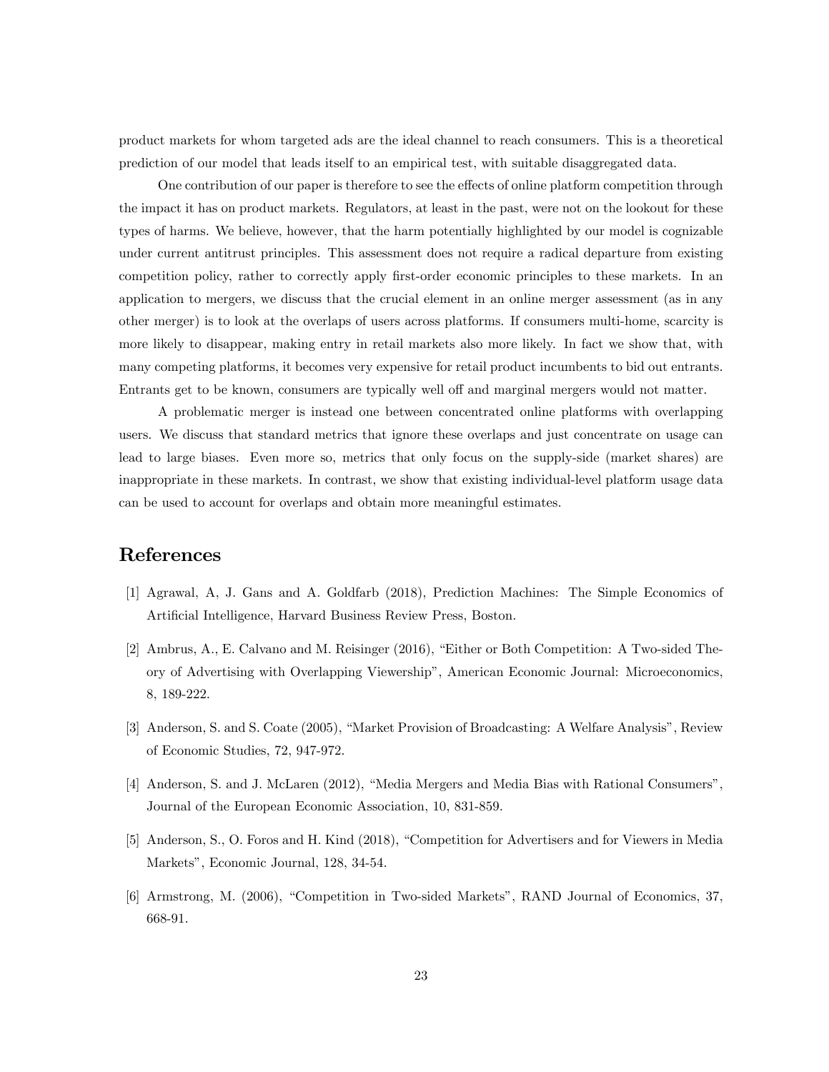product markets for whom targeted ads are the ideal channel to reach consumers. This is a theoretical prediction of our model that leads itself to an empirical test, with suitable disaggregated data.

One contribution of our paper is therefore to see the effects of online platform competition through the impact it has on product markets. Regulators, at least in the past, were not on the lookout for these types of harms. We believe, however, that the harm potentially highlighted by our model is cognizable under current antitrust principles. This assessment does not require a radical departure from existing competition policy, rather to correctly apply first-order economic principles to these markets. In an application to mergers, we discuss that the crucial element in an online merger assessment (as in any other merger) is to look at the overlaps of users across platforms. If consumers multi-home, scarcity is more likely to disappear, making entry in retail markets also more likely. In fact we show that, with many competing platforms, it becomes very expensive for retail product incumbents to bid out entrants. Entrants get to be known, consumers are typically well off and marginal mergers would not matter.

A problematic merger is instead one between concentrated online platforms with overlapping users. We discuss that standard metrics that ignore these overlaps and just concentrate on usage can lead to large biases. Even more so, metrics that only focus on the supply-side (market shares) are inappropriate in these markets. In contrast, we show that existing individual-level platform usage data can be used to account for overlaps and obtain more meaningful estimates.

# References

[1] Agrawal, A, J. Gans and A. Goldfarb (2018), Prediction Machines: The Simple Economics of Artificial Intelligence, Harvard Business Review Press, Boston.

[2] Ambrus, A., E. Calvano and M. Reisinger (2016), "Either or Both Competition: A Two-sided Theory of Advertising with Overlapping Viewership", American Economic Journal: Microeconomics, 8, 189-222.

[3] Anderson, S. and S. Coate (2005), "Market Provision of Broadcasting: A Welfare Analysis", Review of Economic Studies, 72, 947-972.

[4] Anderson, S. and J. McLaren (2012), "Media Mergers and Media Bias with Rational Consumers", Journal of the European Economic Association, 10, 831-859.

[5] Anderson, S., O. Foros and H. Kind (2018), "Competition for Advertisers and for Viewers in Media Markets", Economic Journal, 128, 34-54.

[6] Armstrong, M. (2006), "Competition in Two-sided Markets", RAND Journal of Economics, 37, 668-91.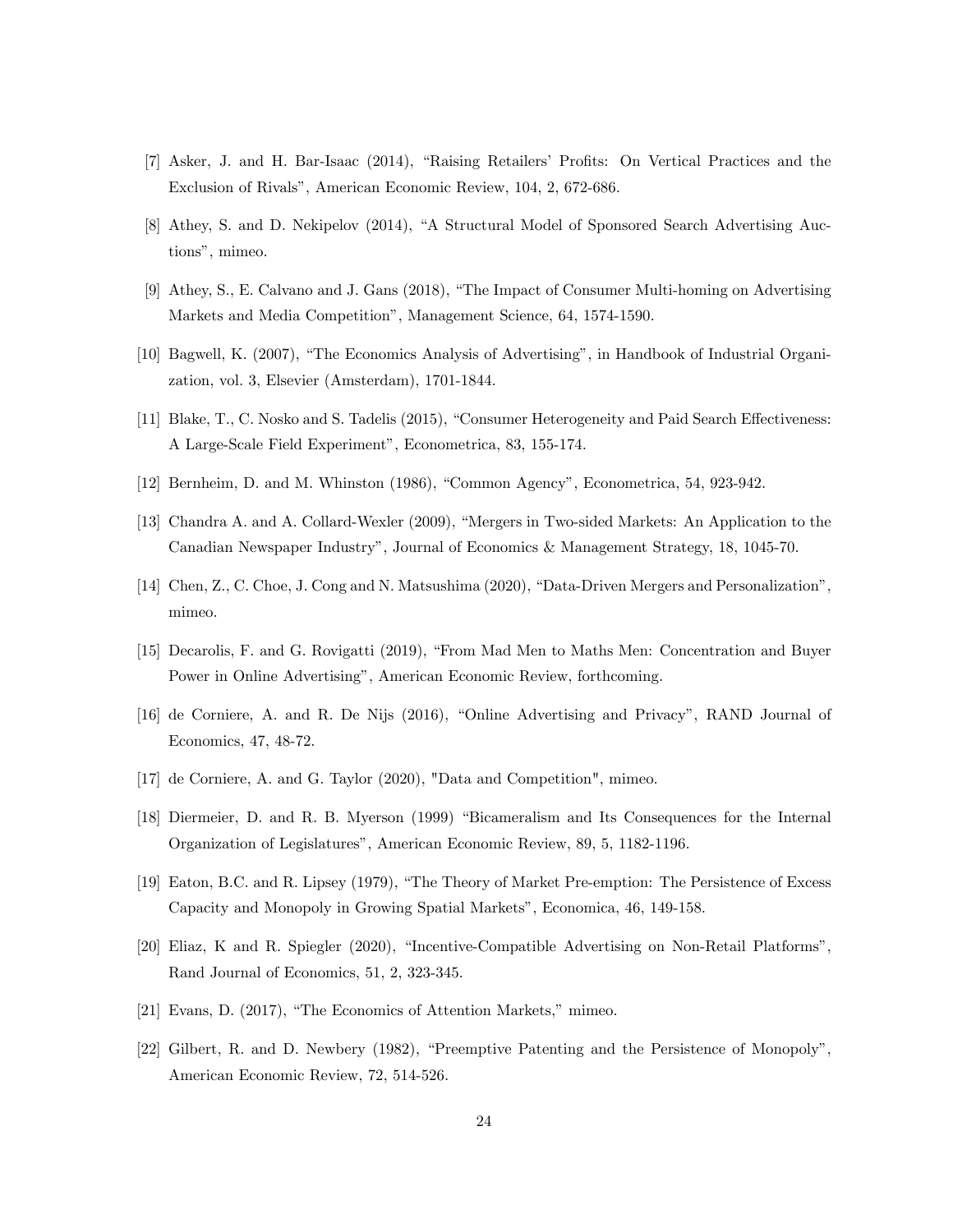[7] Asker, J. and H. Bar-Isaac (2014), "Raising Retailers' Profits: On Vertical Practices and the Exclusion of Rivals", American Economic Review, 104, 2, 672-686.

[8] Athey, S. and D. Nekipelov (2014), "A Structural Model of Sponsored Search Advertising Auctions", mimeo.

[9] Athey, S., E. Calvano and J. Gans (2018), "The Impact of Consumer Multi-homing on Advertising Markets and Media Competition", Management Science, 64, 1574-1590.

[10] Bagwell, K. (2007), "The Economics Analysis of Advertising", in Handbook of Industrial Organization, vol. 3, Elsevier (Amsterdam), 1701-1844.

[11] Blake, T., C. Nosko and S. Tadelis (2015), "Consumer Heterogeneity and Paid Search Effectiveness: A Large-Scale Field Experiment", Econometrica, 83, 155-174.

[12] Bernheim, D. and M. Whinston (1986), "Common Agency", Econometrica, 54, 923-942.

[13] Chandra A. and A. Collard-Wexler (2009), "Mergers in Two-sided Markets: An Application to the Canadian Newspaper Industry", Journal of Economics & Management Strategy, 18, 1045-70.

[14] Chen, Z., C. Choe, J. Cong and N. Matsushima (2020), "Data-Driven Mergers and Personalization", mimeo.

[15] Decarolis, F. and G. Rovigatti (2019), "From Mad Men to Maths Men: Concentration and Buyer Power in Online Advertising", American Economic Review, forthcoming.

[16] de Corniere, A. and R. De Nijs (2016), "Online Advertising and Privacy", RAND Journal of Economics, 47, 48-72.

[17] de Corniere, A. and G. Taylor (2020), "Data and Competition", mimeo.

[18] Diermeier, D. and R. B. Myerson (1999) "Bicameralism and Its Consequences for the Internal Organization of Legislatures", American Economic Review, 89, 5, 1182-1196.

[19] Eaton, B.C. and R. Lipsey (1979), "The Theory of Market Pre-emption: The Persistence of Excess Capacity and Monopoly in Growing Spatial Markets", Economica, 46, 149-158.

[20] Eliaz, K and R. Spiegler (2020), "Incentive-Compatible Advertising on Non-Retail Platforms", Rand Journal of Economics, 51, 2, 323-345.

[21] Evans, D. (2017), "The Economics of Attention Markets," mimeo.

[22] Gilbert, R. and D. Newbery (1982), "Preemptive Patenting and the Persistence of Monopoly", American Economic Review, 72, 514-526.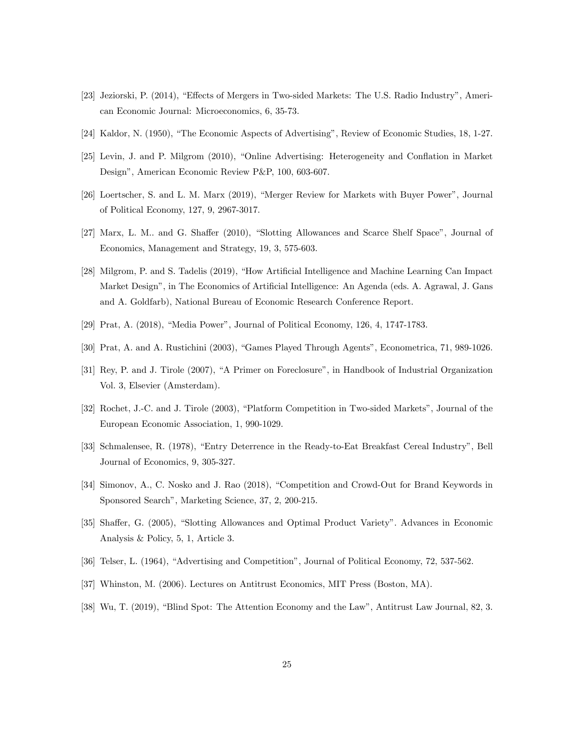[23] Jeziorski, P. (2014), "Effects of Mergers in Two-sided Markets: The U.S. Radio Industry", American Economic Journal: Microeconomics, 6, 35-73.

[24] Kaldor, N. (1950), "The Economic Aspects of Advertising", Review of Economic Studies, 18, 1-27.

[25] Levin, J. and P. Milgrom (2010), "Online Advertising: Heterogeneity and Conflation in Market Design", American Economic Review P&P, 100, 603-607.

[26] Loertscher, S. and L. M. Marx (2019), "Merger Review for Markets with Buyer Power", Journal of Political Economy, 127, 9, 2967-3017.

[27] Marx, L. M.. and G. Shaffer (2010), "Slotting Allowances and Scarce Shelf Space", Journal of Economics, Management and Strategy, 19, 3, 575-603.

[28] Milgrom, P. and S. Tadelis (2019), "How Artificial Intelligence and Machine Learning Can Impact Market Design", in The Economics of Artificial Intelligence: An Agenda (eds. A. Agrawal, J. Gans and A. Goldfarb), National Bureau of Economic Research Conference Report.

[29] Prat, A. (2018), "Media Power", Journal of Political Economy, 126, 4, 1747-1783.

[30] Prat, A. and A. Rustichini (2003), "Games Played Through Agents", Econometrica, 71, 989-1026.

[31] Rey, P. and J. Tirole (2007), "A Primer on Foreclosure", in Handbook of Industrial Organization Vol. 3, Elsevier (Amsterdam).

[32] Rochet, J.-C. and J. Tirole (2003), "Platform Competition in Two-sided Markets", Journal of the European Economic Association, 1, 990-1029.

[33] Schmalensee, R. (1978), "Entry Deterrence in the Ready-to-Eat Breakfast Cereal Industry", Bell Journal of Economics, 9, 305-327.

[34] Simonov, A., C. Nosko and J. Rao (2018), "Competition and Crowd-Out for Brand Keywords in Sponsored Search", Marketing Science, 37, 2, 200-215.

[35] Shaffer, G. (2005), "Slotting Allowances and Optimal Product Variety". Advances in Economic Analysis & Policy, 5, 1, Article 3.

[36] Telser, L. (1964), "Advertising and Competition", Journal of Political Economy, 72, 537-562.

[37] Whinston, M. (2006). Lectures on Antitrust Economics, MIT Press (Boston, MA).

[38] Wu, T. (2019), "Blind Spot: The Attention Economy and the Law", Antitrust Law Journal, 82, 3.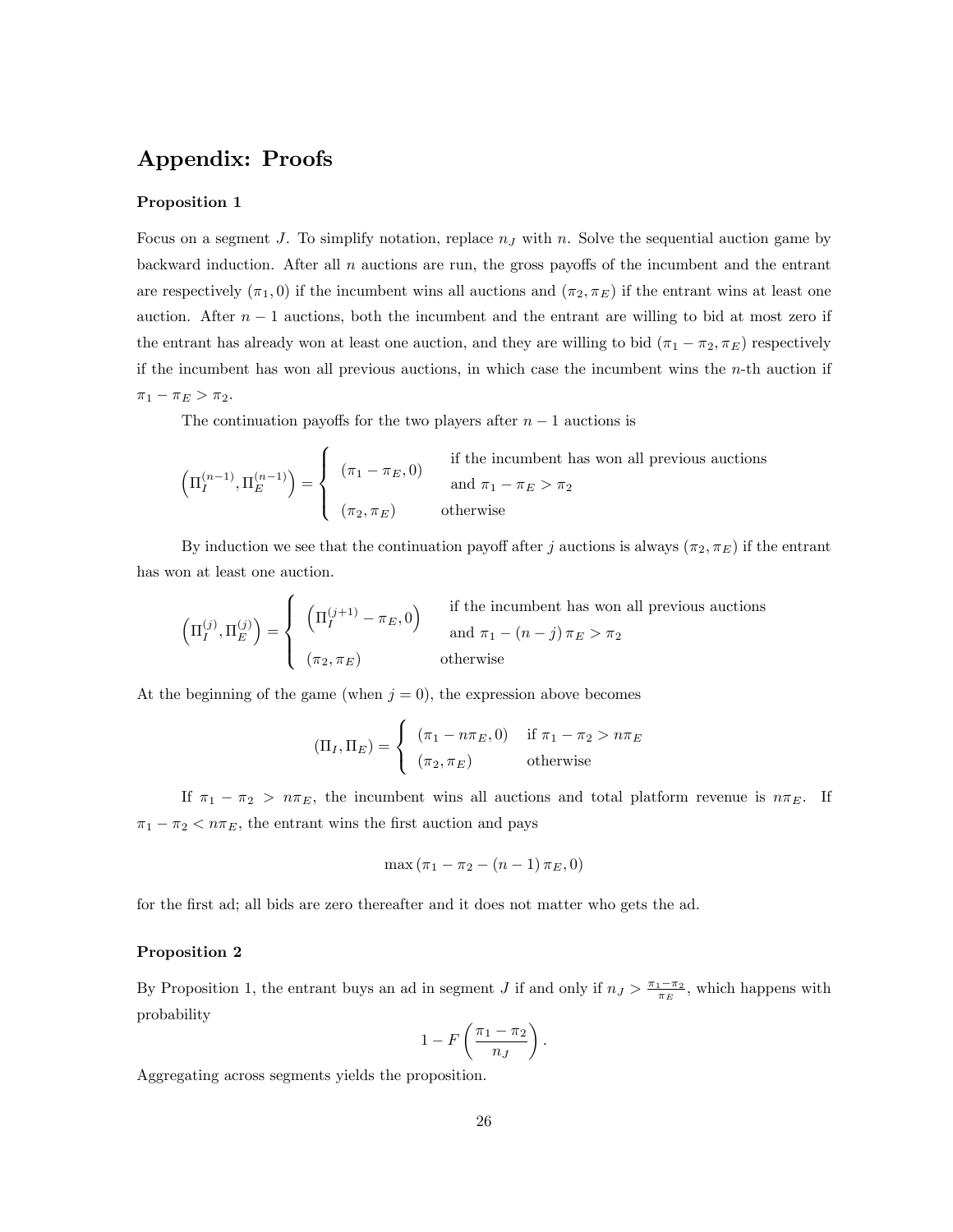# Appendix: Proofs

### Proposition 1

Focus on a segment $J$. To simplify notation, replace $n_J$ with $n$. Solve the sequential auction game by backward induction. After all $n$ auctions are run, the gross payoffs of the incumbent and the entrant are respectively $(\pi_1, 0)$ if the incumbent wins all auctions and $(\pi_2, \pi_E)$ if the entrant wins at least one auction. After $n-1$ auctions, both the incumbent and the entrant are willing to bid at most zero if the entrant has already won at least one auction, and they are willing to bid $(\pi_1 - \pi_2, \pi_E)$ respectively if the incumbent has won all previous auctions, in which case the incumbent wins the $n$-th auction if $\pi_1 - \pi_E > \pi_2$.

The continuation payoffs for the two players after $n-1$ auctions is

$$\left(\Pi_I^{(n-1)}, \Pi_E^{(n-1)}\right) = \begin{cases} (\pi_1 - \pi_E, 0) & \begin{array}{l}\text{if the incumbent has won all previous auctions} \\ \text{and } \pi_1 - \pi_E > \pi_2\end{array} \\ (\pi_2, \pi_E) & \text{otherwise} \end{cases}$$

By induction we see that the continuation payoff after $j$ auctions is always $(\pi_2, \pi_E)$ if the entrant has won at least one auction.

$$\left(\Pi_I^{(j)}, \Pi_E^{(j)}\right) = \begin{cases} \left(\Pi_I^{(j+1)} - \pi_E, 0\right) & \begin{array}{l}\text{if the incumbent has won all previous auctions} \\ \text{and } \pi_1 - (n-j)\,\pi_E > \pi_2\end{array} \\ (\pi_2, \pi_E) & \text{otherwise} \end{cases}$$

At the beginning of the game (when $j = 0$), the expression above becomes

$$(\Pi_I, \Pi_E) = \begin{cases} (\pi_1 - n\pi_E, 0) & \text{if } \pi_1 - \pi_2 > n\pi_E \\ (\pi_2, \pi_E) & \text{otherwise} \end{cases}$$

If $\pi_1 - \pi_2 > n\pi_E$, the incumbent wins all auctions and total platform revenue is $n\pi_E$. If $\pi_1 - \pi_2 < n\pi_E$, the entrant wins the first auction and pays

$$\max\left(\pi_1 - \pi_2 - (n-1)\,\pi_E, 0\right)$$

for the first ad; all bids are zero thereafter and it does not matter who gets the ad.

### Proposition 2

By Proposition 1, the entrant buys an ad in segment $J$ if and only if $n_J > \frac{\pi_1 - \pi_2}{\pi_E}$, which happens with probability

$$1 - F\left(\frac{\pi_1 - \pi_2}{n_J}\right).$$

Aggregating across segments yields the proposition.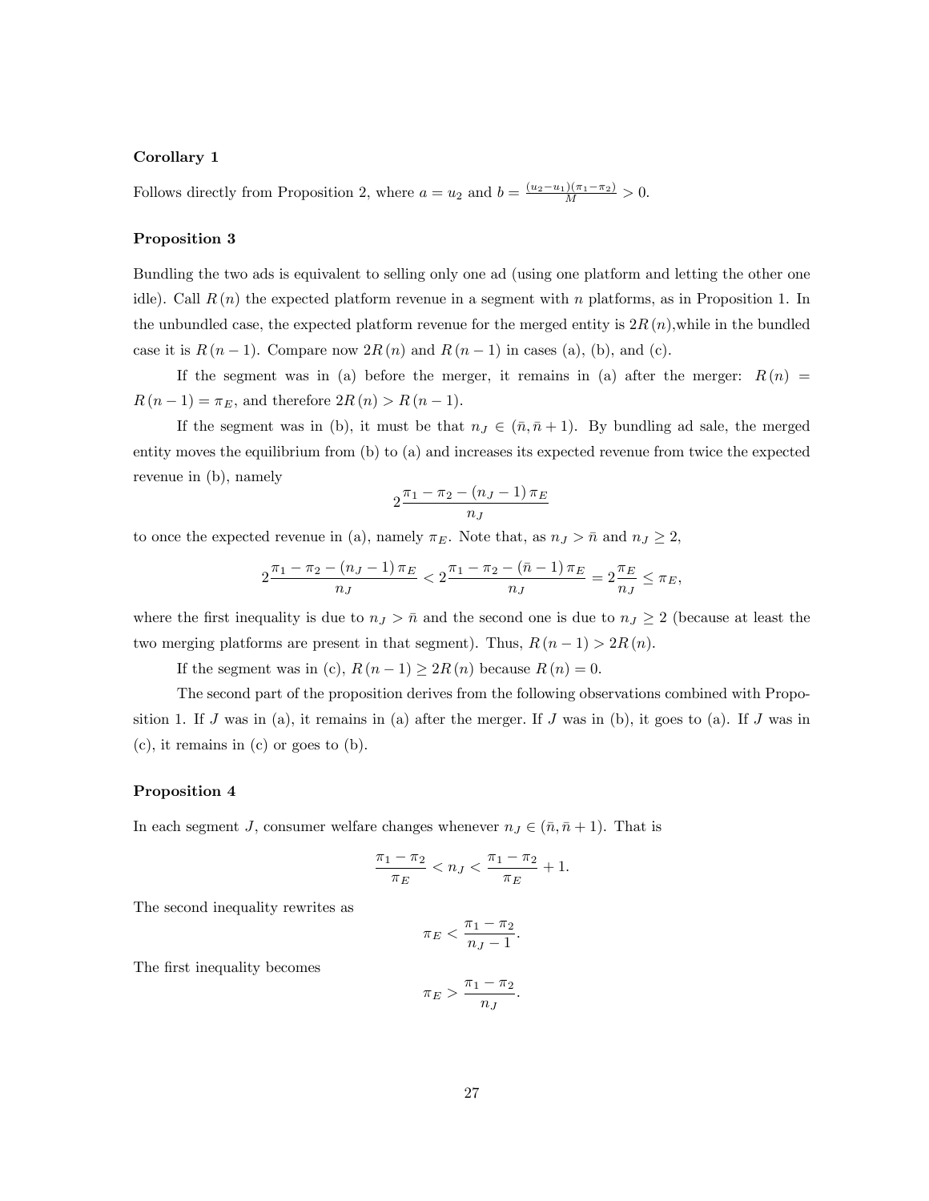**Corollary 1**

Follows directly from Proposition 2, where $a = u_2$ and $b = \frac{(u_2-u_1)(\pi_1-\pi_2)}{M} > 0$.

**Proposition 3**

Bundling the two ads is equivalent to selling only one ad (using one platform and letting the other one idle). Call $R(n)$ the expected platform revenue in a segment with $n$ platforms, as in Proposition 1. In the unbundled case, the expected platform revenue for the merged entity is $2R(n)$,while in the bundled case it is $R(n-1)$. Compare now $2R(n)$ and $R(n-1)$ in cases (a), (b), and (c).

If the segment was in (a) before the merger, it remains in (a) after the merger: $R(n) = R(n-1) = \pi_E$, and therefore $2R(n) > R(n-1)$.

If the segment was in (b), it must be that $n_J \in (\bar{n}, \bar{n}+1)$. By bundling ad sale, the merged entity moves the equilibrium from (b) to (a) and increases its expected revenue from twice the expected revenue in (b), namely

$$2\frac{\pi_1 - \pi_2 - (n_J - 1)\pi_E}{n_J}$$

to once the expected revenue in (a), namely $\pi_E$. Note that, as $n_J > \bar{n}$ and $n_J \geq 2$,

$$2\frac{\pi_1 - \pi_2 - (n_J - 1)\pi_E}{n_J} < 2\frac{\pi_1 - \pi_2 - (\bar{n} - 1)\pi_E}{n_J} = 2\frac{\pi_E}{n_J} \leq \pi_E,$$

where the first inequality is due to $n_J > \bar{n}$ and the second one is due to $n_J \geq 2$ (because at least the two merging platforms are present in that segment). Thus, $R(n-1) > 2R(n)$.

If the segment was in (c), $R(n-1) \geq 2R(n)$ because $R(n) = 0$.

The second part of the proposition derives from the following observations combined with Proposition 1. If $J$ was in (a), it remains in (a) after the merger. If $J$ was in (b), it goes to (a). If $J$ was in (c), it remains in (c) or goes to (b).

**Proposition 4**

In each segment $J$, consumer welfare changes whenever $n_J \in (\bar{n}, \bar{n}+1)$. That is

$$\frac{\pi_1 - \pi_2}{\pi_E} < n_J < \frac{\pi_1 - \pi_2}{\pi_E} + 1.$$

The second inequality rewrites as

$$\pi_E < \frac{\pi_1 - \pi_2}{n_J - 1}.$$

The first inequality becomes

$$\pi_E > \frac{\pi_1 - \pi_2}{n_J}.$$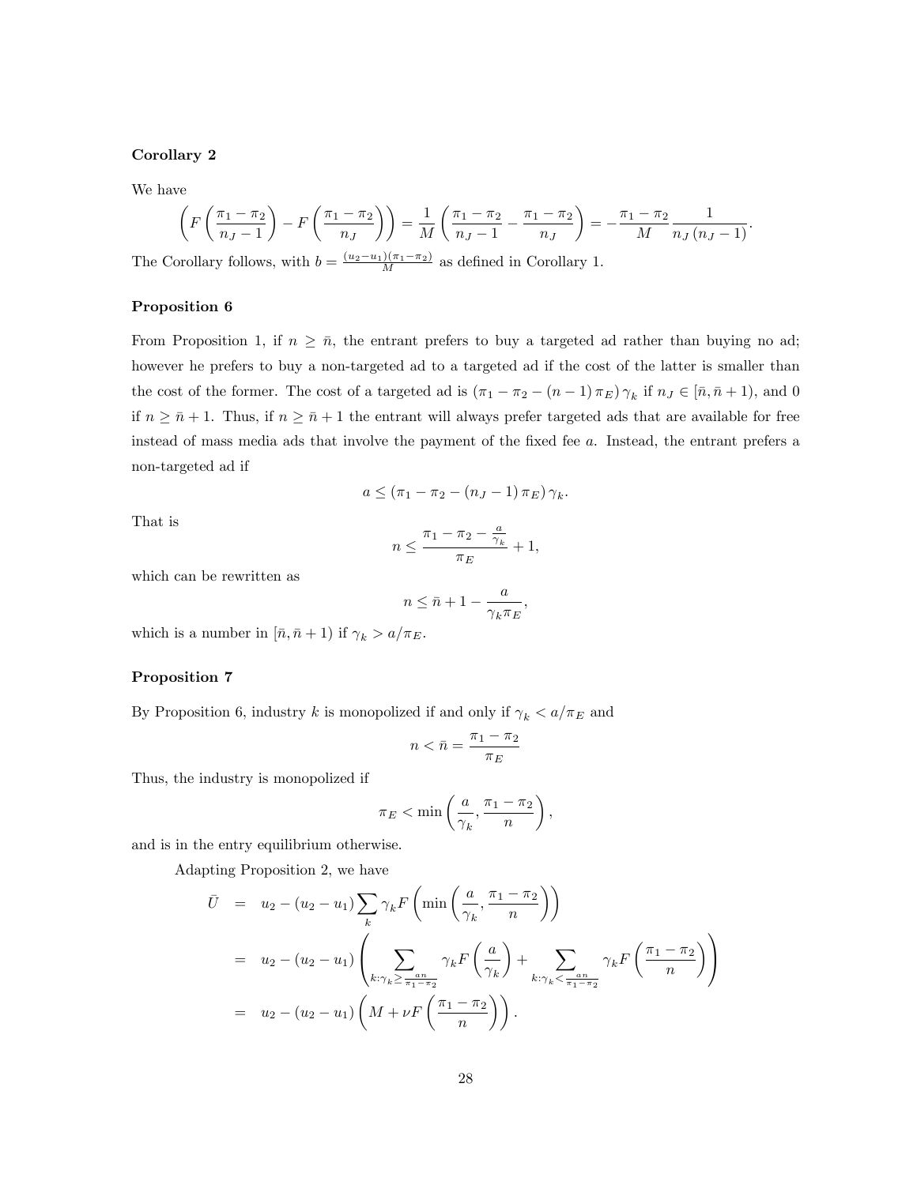**Corollary 2**

We have

$$\left(F\left(\frac{\pi_1-\pi_2}{n_J-1}\right)-F\left(\frac{\pi_1-\pi_2}{n_J}\right)\right)=\frac{1}{M}\left(\frac{\pi_1-\pi_2}{n_J-1}-\frac{\pi_1-\pi_2}{n_J}\right)=-\frac{\pi_1-\pi_2}{M}\frac{1}{n_J\left(n_J-1\right)}.$$

The Corollary follows, with $b=\frac{(u_2-u_1)(\pi_1-\pi_2)}{M}$ as defined in Corollary 1.

**Proposition 6**

From Proposition 1, if $n \geq \bar{n}$, the entrant prefers to buy a targeted ad rather than buying no ad; however he prefers to buy a non-targeted ad to a targeted ad if the cost of the latter is smaller than the cost of the former. The cost of a targeted ad is $(\pi_1-\pi_2-(n-1)\pi_E)\gamma_k$ if $n_J \in [\bar{n}, \bar{n}+1)$, and 0 if $n \geq \bar{n}+1$. Thus, if $n \geq \bar{n}+1$ the entrant will always prefer targeted ads that are available for free instead of mass media ads that involve the payment of the fixed fee $a$. Instead, the entrant prefers a non-targeted ad if

$$a \leq \left(\pi_1-\pi_2-\left(n_J-1\right)\pi_E\right)\gamma_k.$$

That is

$$n \leq \frac{\pi_1-\pi_2-\frac{a}{\gamma_k}}{\pi_E}+1,$$

which can be rewritten as

$$n \leq \bar{n}+1-\frac{a}{\gamma_k \pi_E},$$

which is a number in $[\bar{n}, \bar{n}+1)$ if $\gamma_k > a/\pi_E$.

**Proposition 7**

By Proposition 6, industry $k$ is monopolized if and only if $\gamma_k < a/\pi_E$ and

$$n < \bar{n} = \frac{\pi_1-\pi_2}{\pi_E}$$

Thus, the industry is monopolized if

$$\pi_E < \min\left(\frac{a}{\gamma_k}, \frac{\pi_1-\pi_2}{n}\right),$$

and is in the entry equilibrium otherwise.

Adapting Proposition 2, we have

$$\begin{aligned}
\bar{U} &= u_2-(u_2-u_1)\sum_k \gamma_k F\left(\min\left(\frac{a}{\gamma_k}, \frac{\pi_1-\pi_2}{n}\right)\right) \\
&= u_2-(u_2-u_1)\left(\sum_{k:\gamma_k \geq \frac{an}{\pi_1-\pi_2}} \gamma_k F\left(\frac{a}{\gamma_k}\right)+\sum_{k:\gamma_k < \frac{an}{\pi_1-\pi_2}} \gamma_k F\left(\frac{\pi_1-\pi_2}{n}\right)\right) \\
&= u_2-(u_2-u_1)\left(M+\nu F\left(\frac{\pi_1-\pi_2}{n}\right)\right).
\end{aligned}$$